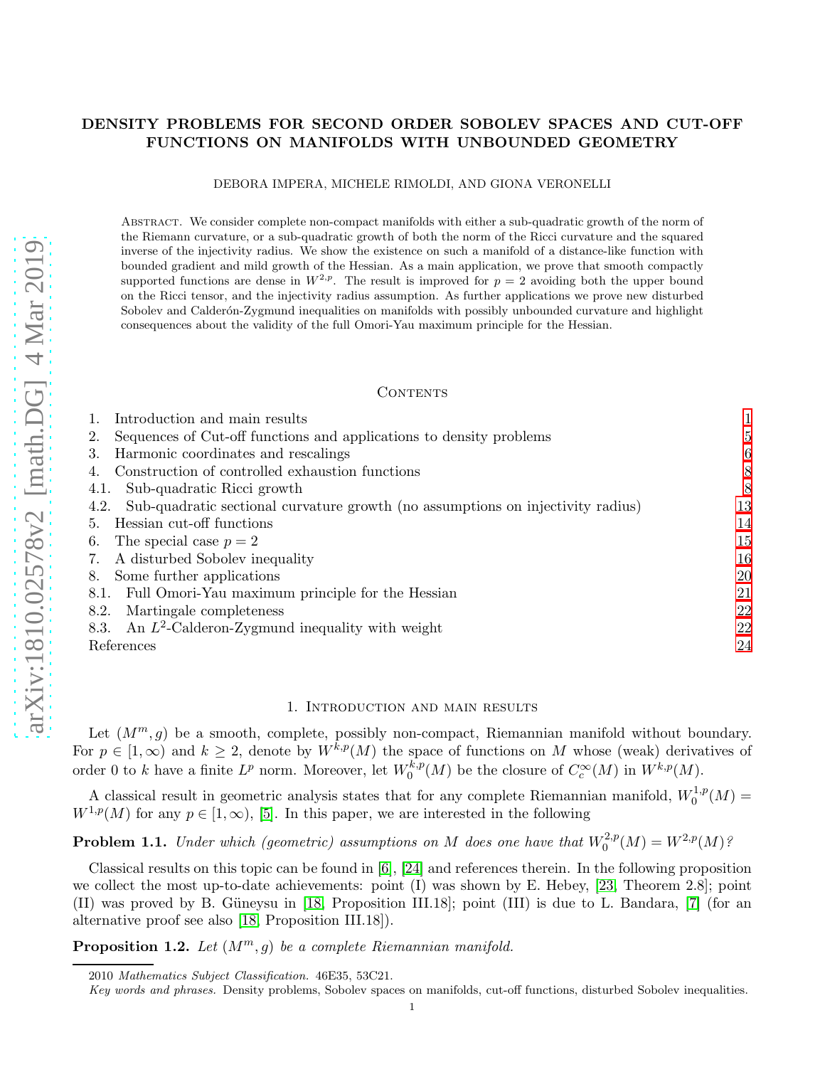# DENSITY PROBLEMS FOR SECOND ORDER SOBOLEV SPACES AND CUT-OFF FUNCTIONS ON MANIFOLDS WITH UNBOUNDED GEOMETRY

DEBORA IMPERA, MICHELE RIMOLDI, AND GIONA VERONELLI

Abstract. We consider complete non-compact manifolds with either a sub-quadratic growth of the norm of the Riemann curvature, or a sub-quadratic growth of both the norm of the Ricci curvature and the squared inverse of the injectivity radius. We show the existence on such a manifold of a distance-like function with bounded gradient and mild growth of the Hessian. As a main application, we prove that smooth compactly supported functions are dense in $W^{2,p}$. The result is improved for $p = 2$ avoiding both the upper bound on the Ricci tensor, and the injectivity radius assumption. As further applications we prove new disturbed Sobolev and Calderón-Zygmund inequalities on manifolds with possibly unbounded curvature and highlight consequences about the validity of the full Omori-Yau maximum principle for the Hessian.

## Contents

1. Introduction and main results — 1
2. Sequences of Cut-off functions and applications to density problems — 5
3. Harmonic coordinates and rescalings — 6
4. Construction of controlled exhaustion functions — 8
   - 4.1. Sub-quadratic Ricci growth — 8
   - 4.2. Sub-quadratic sectional curvature growth (no assumptions on injectivity radius) — 13
5. Hessian cut-off functions — 14
6. The special case $p = 2$ — 15
7. A disturbed Sobolev inequality — 16
8. Some further applications — 20
   - 8.1. Full Omori-Yau maximum principle for the Hessian — 21
   - 8.2. Martingale completeness — 22
   - 8.3. An $L^2$-Calderon-Zygmund inequality with weight — 22

References — 24

## 1. Introduction and main results

Let $(M^m, g)$ be a smooth, complete, possibly non-compact, Riemannian manifold without boundary. For $p \in [1, \infty)$ and $k \geq 2$, denote by $W^{k,p}(M)$ the space of functions on $M$ whose (weak) derivatives of order 0 to $k$ have a finite $L^p$ norm. Moreover, let $W_0^{k,p}(M)$ be the closure of $C_c^\infty(M)$ in $W^{k,p}(M)$.

A classical result in geometric analysis states that for any complete Riemannian manifold, $W_0^{1,p}(M) = W^{1,p}(M)$ for any $p \in [1, \infty)$, [5]. In this paper, we are interested in the following

**Problem 1.1.** *Under which (geometric) assumptions on $M$ does one have that $W_0^{2,p}(M) = W^{2,p}(M)$?*

Classical results on this topic can be found in [6], [24] and references therein. In the following proposition we collect the most up-to-date achievements: point (I) was shown by E. Hebey, [23, Theorem 2.8]; point (II) was proved by B. Güneysu in [18, Proposition III.18]; point (III) is due to L. Bandara, [7] (for an alternative proof see also [18, Proposition III.18]).

**Proposition 1.2.** *Let $(M^m, g)$ be a complete Riemannian manifold.*

---

2010 *Mathematics Subject Classification.* 46E35, 53C21.

*Key words and phrases.* Density problems, Sobolev spaces on manifolds, cut-off functions, disturbed Sobolev inequalities.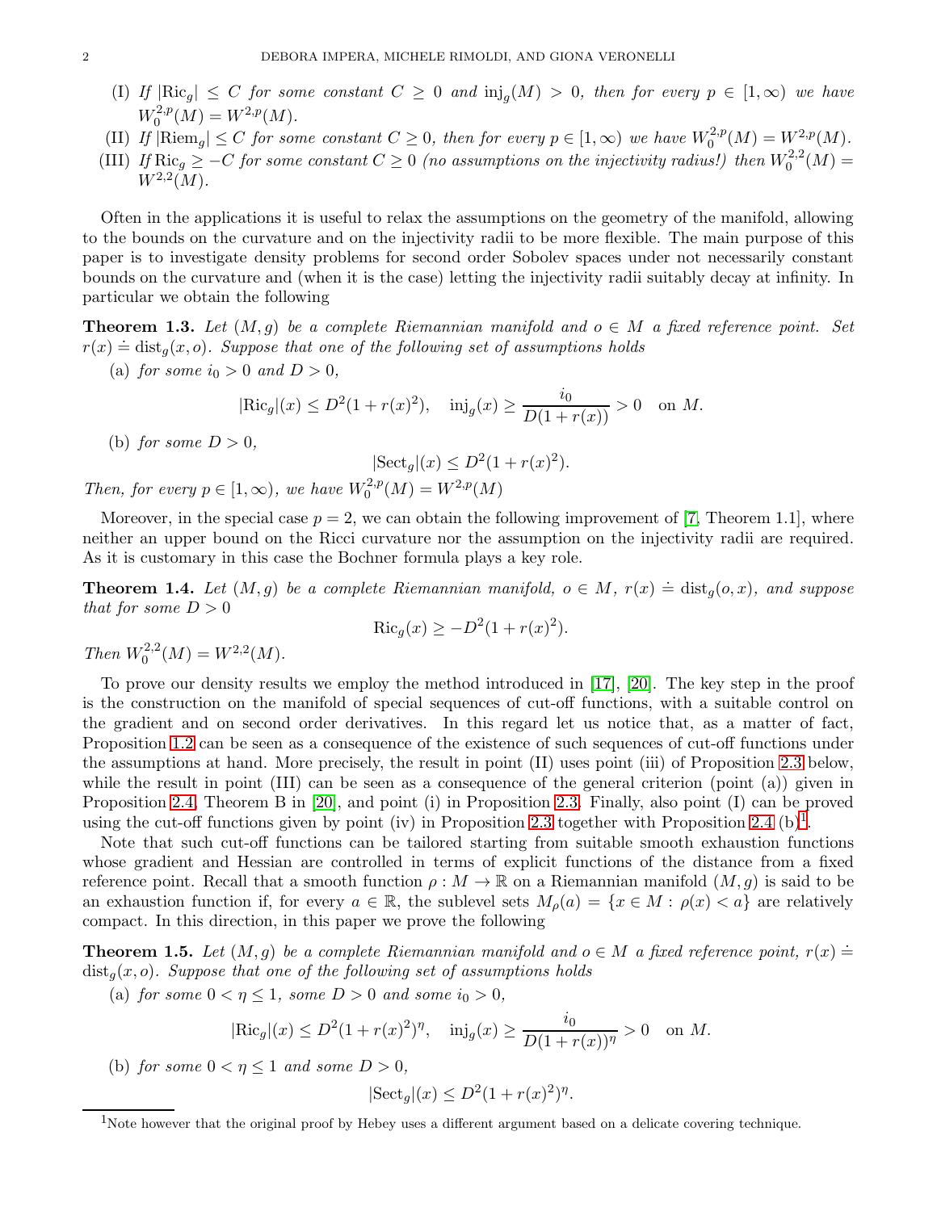(I) *If $|\mathrm{Ric}_g| \le C$ for some constant $C \ge 0$ and $\mathrm{inj}_g(M) > 0$, then for every $p \in [1,\infty)$ we have $W^{2,p}_0(M) = W^{2,p}(M)$.*

(II) *If $|\mathrm{Riem}_g| \le C$ for some constant $C \ge 0$, then for every $p \in [1,\infty)$ we have $W^{2,p}_0(M) = W^{2,p}(M)$.*

(III) *If $\mathrm{Ric}_g \ge -C$ for some constant $C \ge 0$ (no assumptions on the injectivity radius!) then $W^{2,2}_0(M) = W^{2,2}(M)$.*

Often in the applications it is useful to relax the assumptions on the geometry of the manifold, allowing to the bounds on the curvature and on the injectivity radii to be more flexible. The main purpose of this paper is to investigate density problems for second order Sobolev spaces under not necessarily constant bounds on the curvature and (when it is the case) letting the injectivity radii suitably decay at infinity. In particular we obtain the following

**Theorem 1.3.** *Let $(M,g)$ be a complete Riemannian manifold and $o \in M$ a fixed reference point. Set $r(x) \doteq \mathrm{dist}_g(x,o)$. Suppose that one of the following set of assumptions holds*

(a) *for some $i_0 > 0$ and $D > 0$,*

$$|\mathrm{Ric}_g|(x) \le D^2(1+r(x)^2), \quad \mathrm{inj}_g(x) \ge \frac{i_0}{D(1+r(x))} > 0 \quad \text{on } M.$$

(b) *for some $D > 0$,*

$$|\mathrm{Sect}_g|(x) \le D^2(1+r(x)^2).$$

*Then, for every $p \in [1,\infty)$, we have $W^{2,p}_0(M) = W^{2,p}(M)$*

Moreover, in the special case $p = 2$, we can obtain the following improvement of [7, Theorem 1.1], where neither an upper bound on the Ricci curvature nor the assumption on the injectivity radii are required. As it is customary in this case the Bochner formula plays a key role.

**Theorem 1.4.** *Let $(M,g)$ be a complete Riemannian manifold, $o \in M$, $r(x) \doteq \mathrm{dist}_g(o,x)$, and suppose that for some $D > 0$*

$$\mathrm{Ric}_g(x) \ge -D^2(1+r(x)^2).$$

*Then $W^{2,2}_0(M) = W^{2,2}(M)$.*

To prove our density results we employ the method introduced in [17], [20]. The key step in the proof is the construction on the manifold of special sequences of cut-off functions, with a suitable control on the gradient and on second order derivatives. In this regard let us notice that, as a matter of fact, Proposition 1.2 can be seen as a consequence of the existence of such sequences of cut-off functions under the assumptions at hand. More precisely, the result in point (II) uses point (iii) of Proposition 2.3 below, while the result in point (III) can be seen as a consequence of the general criterion (point (a)) given in Proposition 2.4, Theorem B in [20], and point (i) in Proposition 2.3. Finally, also point (I) can be proved using the cut-off functions given by point (iv) in Proposition 2.3 together with Proposition 2.4 (b)[1].

Note that such cut-off functions can be tailored starting from suitable smooth exhaustion functions whose gradient and Hessian are controlled in terms of explicit functions of the distance from a fixed reference point. Recall that a smooth function $\rho : M \to \mathbb{R}$ on a Riemannian manifold $(M,g)$ is said to be an exhaustion function if, for every $a \in \mathbb{R}$, the sublevel sets $M_\rho(a) = \{x \in M : \rho(x) < a\}$ are relatively compact. In this direction, in this paper we prove the following

**Theorem 1.5.** *Let $(M,g)$ be a complete Riemannian manifold and $o \in M$ a fixed reference point, $r(x) \doteq \mathrm{dist}_g(x,o)$. Suppose that one of the following set of assumptions holds*

(a) *for some $0 < \eta \le 1$, some $D > 0$ and some $i_0 > 0$,*

$$|\mathrm{Ric}_g|(x) \le D^2(1+r(x)^2)^\eta, \quad \mathrm{inj}_g(x) \ge \frac{i_0}{D(1+r(x))^\eta} > 0 \quad \text{on } M.$$

(b) *for some $0 < \eta \le 1$ and some $D > 0$,*

$$|\mathrm{Sect}_g|(x) \le D^2(1+r(x)^2)^\eta.$$

[1] Note however that the original proof by Hebey uses a different argument based on a delicate covering technique.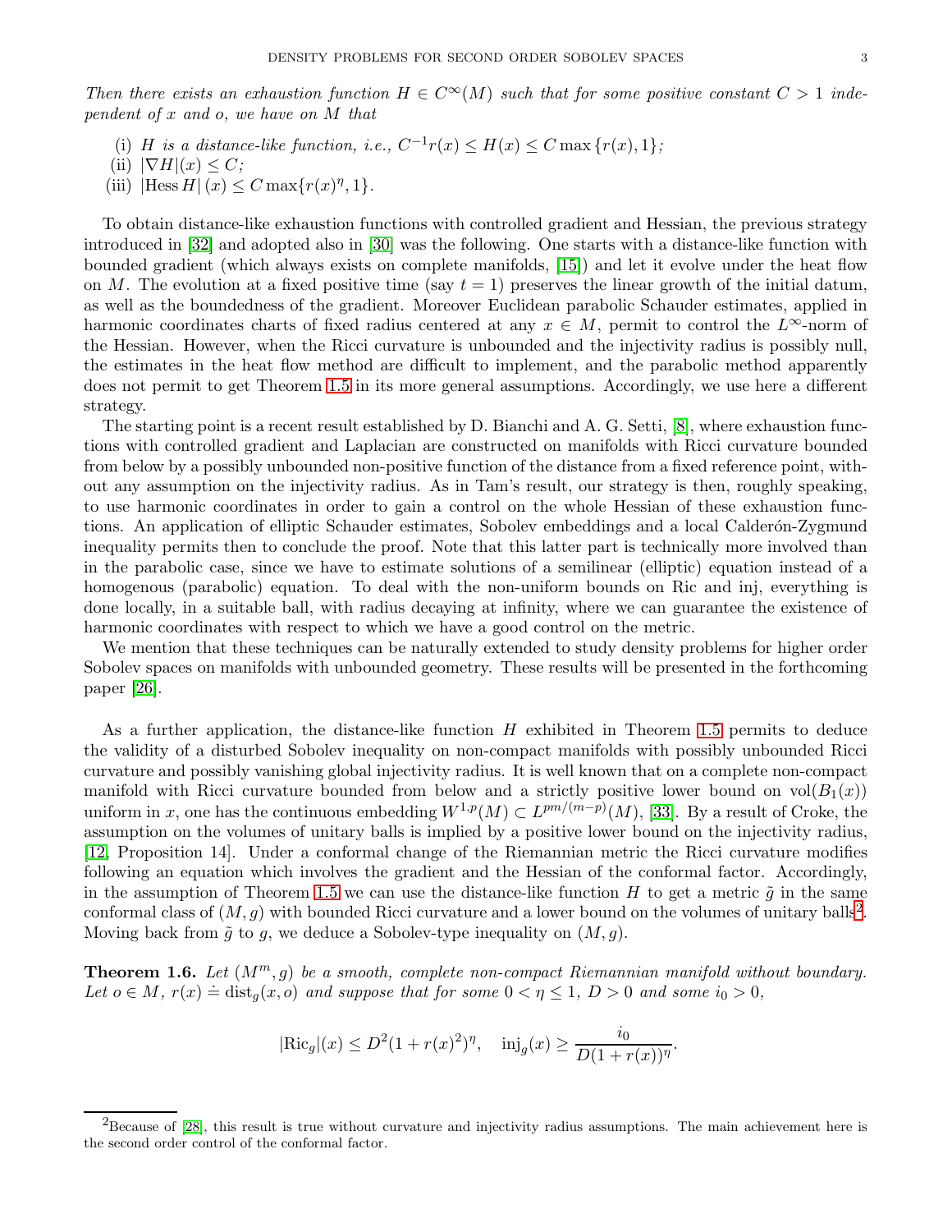*Then there exists an exhaustion function $H \in C^\infty(M)$ such that for some positive constant $C > 1$ independent of $x$ and $o$, we have on $M$ that*

(i) *$H$ is a distance-like function, i.e., $C^{-1}r(x) \le H(x) \le C\max\{r(x), 1\}$;*
(ii) *$|\nabla H|(x) \le C$;*
(iii) *$|\text{Hess}\, H|(x) \le C\max\{r(x)^\eta, 1\}$.*

To obtain distance-like exhaustion functions with controlled gradient and Hessian, the previous strategy introduced in [32] and adopted also in [30] was the following. One starts with a distance-like function with bounded gradient (which always exists on complete manifolds, [15]) and let it evolve under the heat flow on $M$. The evolution at a fixed positive time (say $t = 1$) preserves the linear growth of the initial datum, as well as the boundedness of the gradient. Moreover Euclidean parabolic Schauder estimates, applied in harmonic coordinates charts of fixed radius centered at any $x \in M$, permit to control the $L^\infty$-norm of the Hessian. However, when the Ricci curvature is unbounded and the injectivity radius is possibly null, the estimates in the heat flow method are difficult to implement, and the parabolic method apparently does not permit to get Theorem 1.5 in its more general assumptions. Accordingly, we use here a different strategy.

The starting point is a recent result established by D. Bianchi and A. G. Setti, [8], where exhaustion functions with controlled gradient and Laplacian are constructed on manifolds with Ricci curvature bounded from below by a possibly unbounded non-positive function of the distance from a fixed reference point, without any assumption on the injectivity radius. As in Tam's result, our strategy is then, roughly speaking, to use harmonic coordinates in order to gain a control on the whole Hessian of these exhaustion functions. An application of elliptic Schauder estimates, Sobolev embeddings and a local Calderón-Zygmund inequality permits then to conclude the proof. Note that this latter part is technically more involved than in the parabolic case, since we have to estimate solutions of a semilinear (elliptic) equation instead of a homogenous (parabolic) equation. To deal with the non-uniform bounds on Ric and inj, everything is done locally, in a suitable ball, with radius decaying at infinity, where we can guarantee the existence of harmonic coordinates with respect to which we have a good control on the metric.

We mention that these techniques can be naturally extended to study density problems for higher order Sobolev spaces on manifolds with unbounded geometry. These results will be presented in the forthcoming paper [26].

As a further application, the distance-like function $H$ exhibited in Theorem 1.5 permits to deduce the validity of a disturbed Sobolev inequality on non-compact manifolds with possibly unbounded Ricci curvature and possibly vanishing global injectivity radius. It is well known that on a complete non-compact manifold with Ricci curvature bounded from below and a strictly positive lower bound on $\text{vol}(B_1(x))$ uniform in $x$, one has the continuous embedding $W^{1,p}(M) \subset L^{pm/(m-p)}(M)$, [33]. By a result of Croke, the assumption on the volumes of unitary balls is implied by a positive lower bound on the injectivity radius, [12, Proposition 14]. Under a conformal change of the Riemannian metric the Ricci curvature modifies following an equation which involves the gradient and the Hessian of the conformal factor. Accordingly, in the assumption of Theorem 1.5 we can use the distance-like function $H$ to get a metric $\tilde{g}$ in the same conformal class of $(M, g)$ with bounded Ricci curvature and a lower bound on the volumes of unitary balls[2]. Moving back from $\tilde{g}$ to $g$, we deduce a Sobolev-type inequality on $(M, g)$.

**Theorem 1.6.** *Let $(M^m, g)$ be a smooth, complete non-compact Riemannian manifold without boundary. Let $o \in M$, $r(x) \doteq \text{dist}_g(x, o)$ and suppose that for some $0 < \eta \le 1$, $D > 0$ and some $i_0 > 0$,*

$$|\text{Ric}_g|(x) \le D^2(1 + r(x)^2)^\eta, \quad \text{inj}_g(x) \ge \frac{i_0}{D(1 + r(x))^\eta}.$$

[2] Because of [28], this result is true without curvature and injectivity radius assumptions. The main achievement here is the second order control of the conformal factor.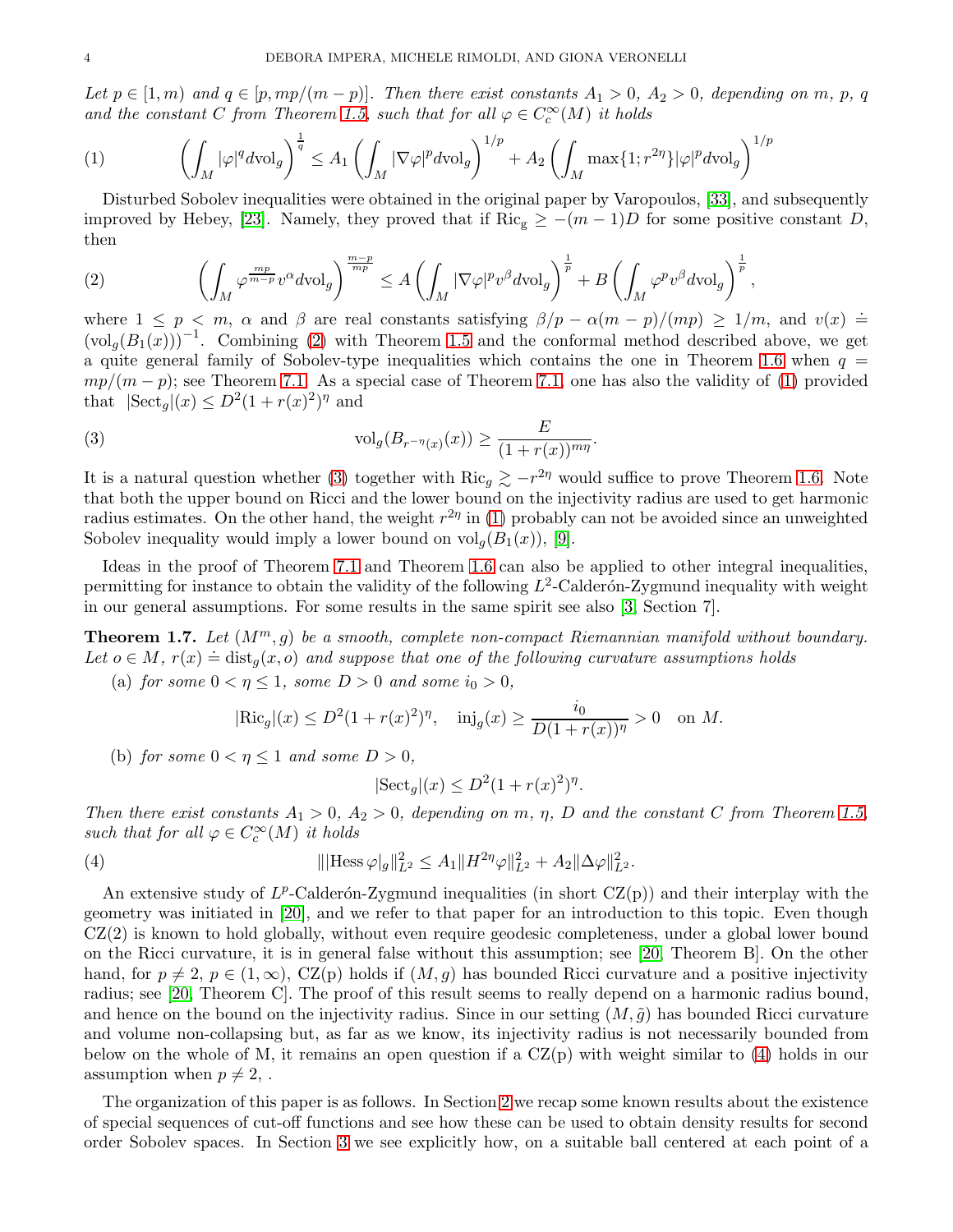*Let $p \in [1,m)$ and $q \in [p, mp/(m-p)]$. Then there exist constants $A_1 > 0$, $A_2 > 0$, depending on $m$, $p$, $q$ and the constant $C$ from Theorem 1.5, such that for all $\varphi \in C_c^\infty(M)$ it holds*

$$\left(\int_M |\varphi|^q \mathrm{dvol}_g\right)^{\frac{1}{q}} \leq A_1 \left(\int_M |\nabla\varphi|^p \mathrm{dvol}_g\right)^{1/p} + A_2 \left(\int_M \max\{1; r^{2\eta}\}|\varphi|^p \mathrm{dvol}_g\right)^{1/p} \tag{1}$$

Disturbed Sobolev inequalities were obtained in the original paper by Varopoulos, [33], and subsequently improved by Hebey, [23]. Namely, they proved that if $\mathrm{Ric_g} \geq -(m-1)D$ for some positive constant $D$, then

$$\left(\int_M \varphi^{\frac{mp}{m-p}} v^\alpha \mathrm{dvol}_g\right)^{\frac{m-p}{mp}} \leq A \left(\int_M |\nabla\varphi|^p v^\beta \mathrm{dvol}_g\right)^{\frac{1}{p}} + B \left(\int_M \varphi^p v^\beta \mathrm{dvol}_g\right)^{\frac{1}{p}}, \tag{2}$$

where $1 \leq p < m$, $\alpha$ and $\beta$ are real constants satisfying $\beta/p - \alpha(m-p)/(mp) \geq 1/m$, and $v(x) \doteq (\mathrm{vol}_g(B_1(x)))^{-1}$. Combining (2) with Theorem 1.5 and the conformal method described above, we get a quite general family of Sobolev-type inequalities which contains the one in Theorem 1.6 when $q = mp/(m-p)$; see Theorem 7.1. As a special case of Theorem 7.1, one has also the validity of (1) provided that $|\mathrm{Sect}_g|(x) \leq D^2(1+r(x)^2)^\eta$ and

$$\mathrm{vol}_g(B_{r^{-\eta}(x)}(x)) \geq \frac{E}{(1+r(x))^{m\eta}}. \tag{3}$$

It is a natural question whether (3) together with $\mathrm{Ric}_g \gtrsim -r^{2\eta}$ would suffice to prove Theorem 1.6. Note that both the upper bound on Ricci and the lower bound on the injectivity radius are used to get harmonic radius estimates. On the other hand, the weight $r^{2\eta}$ in (1) probably can not be avoided since an unweighted Sobolev inequality would imply a lower bound on $\mathrm{vol}_g(B_1(x))$, [9].

Ideas in the proof of Theorem 7.1 and Theorem 1.6 can also be applied to other integral inequalities, permitting for instance to obtain the validity of the following $L^2$-Calderón-Zygmund inequality with weight in our general assumptions. For some results in the same spirit see also [3, Section 7].

**Theorem 1.7.** *Let $(M^m, g)$ be a smooth, complete non-compact Riemannian manifold without boundary. Let $o \in M$, $r(x) \doteq \mathrm{dist}_g(x, o)$ and suppose that one of the following curvature assumptions holds*

(a) *for some $0 < \eta \leq 1$, some $D > 0$ and some $i_0 > 0$,*

$$|\mathrm{Ric}_g|(x) \leq D^2(1+r(x)^2)^\eta, \quad \mathrm{inj}_g(x) \geq \frac{i_0}{D(1+r(x))^\eta} > 0 \quad \text{on } M.$$

(b) *for some $0 < \eta \leq 1$ and some $D > 0$,*

$$|\mathrm{Sect}_g|(x) \leq D^2(1+r(x)^2)^\eta.$$

*Then there exist constants $A_1 > 0$, $A_2 > 0$, depending on $m$, $\eta$, $D$ and the constant $C$ from Theorem 1.5, such that for all $\varphi \in C_c^\infty(M)$ it holds*

$$\||\mathrm{Hess}\,\varphi|_g\|_{L^2}^2 \leq A_1 \|H^{2\eta}\varphi\|_{L^2}^2 + A_2 \|\Delta\varphi\|_{L^2}^2. \tag{4}$$

An extensive study of $L^p$-Calderón-Zygmund inequalities (in short CZ(p)) and their interplay with the geometry was initiated in [20], and we refer to that paper for an introduction to this topic. Even though CZ(2) is known to hold globally, without even require geodesic completeness, under a global lower bound on the Ricci curvature, it is in general false without this assumption; see [20, Theorem B]. On the other hand, for $p \neq 2$, $p \in (1,\infty)$, CZ(p) holds if $(M, g)$ has bounded Ricci curvature and a positive injectivity radius; see [20, Theorem C]. The proof of this result seems to really depend on a harmonic radius bound, and hence on the bound on the injectivity radius. Since in our setting $(M, \tilde{g})$ has bounded Ricci curvature and volume non-collapsing but, as far as we know, its injectivity radius is not necessarily bounded from below on the whole of M, it remains an open question if a CZ(p) with weight similar to (4) holds in our assumption when $p \neq 2$, .

The organization of this paper is as follows. In Section 2 we recap some known results about the existence of special sequences of cut-off functions and see how these can be used to obtain density results for second order Sobolev spaces. In Section 3 we see explicitly how, on a suitable ball centered at each point of a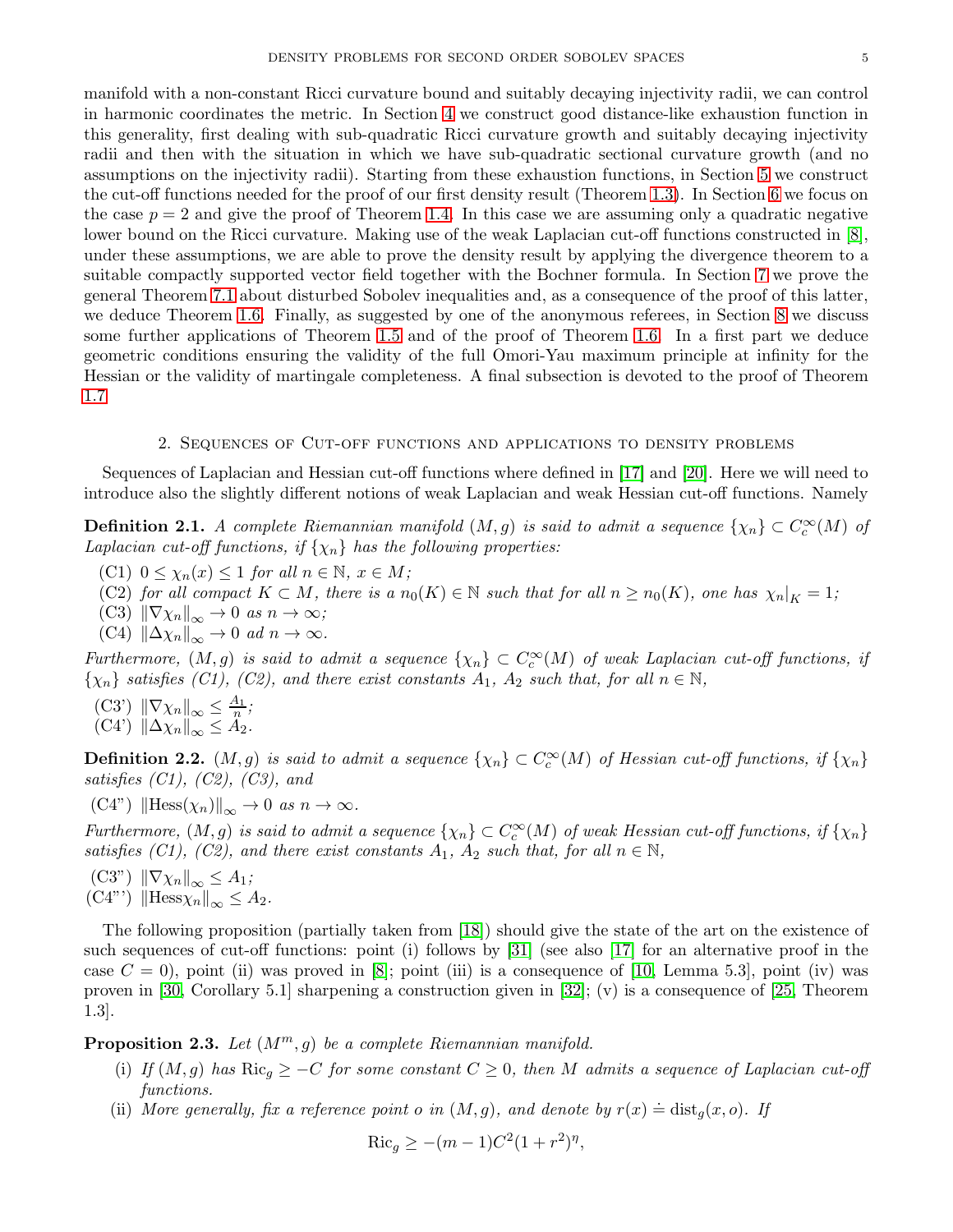manifold with a non-constant Ricci curvature bound and suitably decaying injectivity radii, we can control in harmonic coordinates the metric. In Section 4 we construct good distance-like exhaustion function in this generality, first dealing with sub-quadratic Ricci curvature growth and suitably decaying injectivity radii and then with the situation in which we have sub-quadratic sectional curvature growth (and no assumptions on the injectivity radii). Starting from these exhaustion functions, in Section 5 we construct the cut-off functions needed for the proof of our first density result (Theorem 1.3). In Section 6 we focus on the case $p = 2$ and give the proof of Theorem 1.4. In this case we are assuming only a quadratic negative lower bound on the Ricci curvature. Making use of the weak Laplacian cut-off functions constructed in [8], under these assumptions, we are able to prove the density result by applying the divergence theorem to a suitable compactly supported vector field together with the Bochner formula. In Section 7 we prove the general Theorem 7.1 about disturbed Sobolev inequalities and, as a consequence of the proof of this latter, we deduce Theorem 1.6. Finally, as suggested by one of the anonymous referees, in Section 8 we discuss some further applications of Theorem 1.5 and of the proof of Theorem 1.6. In a first part we deduce geometric conditions ensuring the validity of the full Omori-Yau maximum principle at infinity for the Hessian or the validity of martingale completeness. A final subsection is devoted to the proof of Theorem 1.7.

## 2. Sequences of Cut-off functions and applications to density problems

Sequences of Laplacian and Hessian cut-off functions where defined in [17] and [20]. Here we will need to introduce also the slightly different notions of weak Laplacian and weak Hessian cut-off functions. Namely

**Definition 2.1.** *A complete Riemannian manifold $(M, g)$ is said to admit a sequence $\{\chi_n\} \subset C_c^\infty(M)$ of Laplacian cut-off functions, if $\{\chi_n\}$ has the following properties:*

- (C1) *$0 \leq \chi_n(x) \leq 1$ for all $n \in \mathbb{N}$, $x \in M$;*
- (C2) *for all compact $K \subset M$, there is a $n_0(K) \in \mathbb{N}$ such that for all $n \geq n_0(K)$, one has $\chi_n|_K = 1$;*
- (C3) *$\|\nabla \chi_n\|_\infty \to 0$ as $n \to \infty$;*
- (C4) *$\|\Delta \chi_n\|_\infty \to 0$ ad $n \to \infty$.*

*Furthermore, $(M, g)$ is said to admit a sequence $\{\chi_n\} \subset C_c^\infty(M)$ of weak Laplacian cut-off functions, if $\{\chi_n\}$ satisfies (C1), (C2), and there exist constants $A_1$, $A_2$ such that, for all $n \in \mathbb{N}$,*

- (C3') *$\|\nabla \chi_n\|_\infty \leq \frac{A_1}{n}$;*
- (C4') *$\|\Delta \chi_n\|_\infty \leq A_2$.*

**Definition 2.2.** *$(M, g)$ is said to admit a sequence $\{\chi_n\} \subset C_c^\infty(M)$ of Hessian cut-off functions, if $\{\chi_n\}$ satisfies (C1), (C2), (C3), and*

- (C4") *$\|\mathrm{Hess}(\chi_n)\|_\infty \to 0$ as $n \to \infty$.*

*Furthermore, $(M, g)$ is said to admit a sequence $\{\chi_n\} \subset C_c^\infty(M)$ of weak Hessian cut-off functions, if $\{\chi_n\}$ satisfies (C1), (C2), and there exist constants $A_1$, $A_2$ such that, for all $n \in \mathbb{N}$,*

- (C3") *$\|\nabla \chi_n\|_\infty \leq A_1$;*
- (C4"') *$\|\mathrm{Hess}\chi_n\|_\infty \leq A_2$.*

The following proposition (partially taken from [18]) should give the state of the art on the existence of such sequences of cut-off functions: point (i) follows by [31] (see also [17] for an alternative proof in the case $C = 0$), point (ii) was proved in [8]; point (iii) is a consequence of [10, Lemma 5.3], point (iv) was proven in [30, Corollary 5.1] sharpening a construction given in [32]; (v) is a consequence of [25, Theorem 1.3].

**Proposition 2.3.** *Let $(M^m, g)$ be a complete Riemannian manifold.*

- (i) *If $(M, g)$ has $\mathrm{Ric}_g \geq -C$ for some constant $C \geq 0$, then $M$ admits a sequence of Laplacian cut-off functions.*
- (ii) *More generally, fix a reference point $o$ in $(M, g)$, and denote by $r(x) \doteq \mathrm{dist}_g(x, o)$. If*

$$\mathrm{Ric}_g \geq -(m-1)C^2(1+r^2)^\eta,$$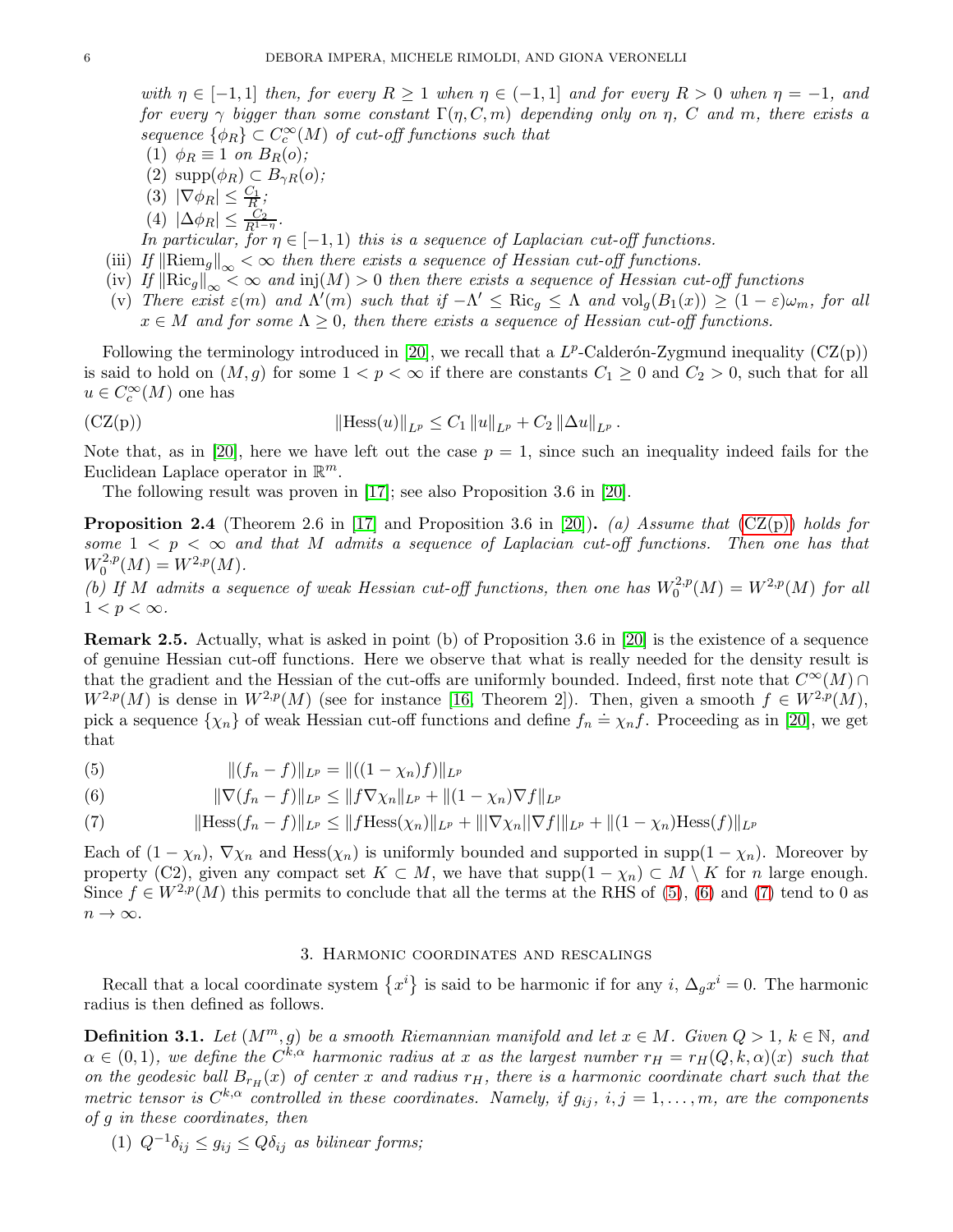*with $\eta \in [-1,1]$ then, for every $R \geq 1$ when $\eta \in (-1,1]$ and for every $R > 0$ when $\eta = -1$, and for every $\gamma$ bigger than some constant $\Gamma(\eta, C, m)$ depending only on $\eta$, $C$ and $m$, there exists a sequence $\{\phi_R\} \subset C_c^\infty(M)$ of cut-off functions such that*

(1) *$\phi_R \equiv 1$ on $B_R(o)$;*
(2) *$\mathrm{supp}(\phi_R) \subset B_{\gamma R}(o)$;*
(3) *$|\nabla \phi_R| \leq \frac{C_1}{R}$;*
(4) *$|\Delta \phi_R| \leq \frac{C_2}{R^{1-\eta}}$.*

*In particular, for $\eta \in [-1,1)$ this is a sequence of Laplacian cut-off functions.*

(iii) *If $\|\mathrm{Riem}_g\|_\infty < \infty$ then there exists a sequence of Hessian cut-off functions.*
(iv) *If $\|\mathrm{Ric}_g\|_\infty < \infty$ and $\mathrm{inj}(M) > 0$ then there exists a sequence of Hessian cut-off functions*
(v) *There exist $\varepsilon(m)$ and $\Lambda'(m)$ such that if $-\Lambda' \leq \mathrm{Ric}_g \leq \Lambda$ and $\mathrm{vol}_g(B_1(x)) \geq (1-\varepsilon)\omega_m$, for all $x \in M$ and for some $\Lambda \geq 0$, then there exists a sequence of Hessian cut-off functions.*

Following the terminology introduced in [20], we recall that a $L^p$-Calderón-Zygmund inequality (CZ(p)) is said to hold on $(M,g)$ for some $1 < p < \infty$ if there are constants $C_1 \geq 0$ and $C_2 > 0$, such that for all $u \in C_c^\infty(M)$ one has

$$\|\mathrm{Hess}(u)\|_{L^p} \leq C_1 \|u\|_{L^p} + C_2 \|\Delta u\|_{L^p}. \tag{CZ(p)}$$

Note that, as in [20], here we have left out the case $p = 1$, since such an inequality indeed fails for the Euclidean Laplace operator in $\mathbb{R}^m$.

The following result was proven in [17]; see also Proposition 3.6 in [20].

**Proposition 2.4** (Theorem 2.6 in [17] and Proposition 3.6 in [20])**.** *(a) Assume that (CZ(p)) holds for some $1 < p < \infty$ and that $M$ admits a sequence of Laplacian cut-off functions. Then one has that $W_0^{2,p}(M) = W^{2,p}(M)$.*
*(b) If $M$ admits a sequence of weak Hessian cut-off functions, then one has $W_0^{2,p}(M) = W^{2,p}(M)$ for all $1 < p < \infty$.*

**Remark 2.5.** Actually, what is asked in point (b) of Proposition 3.6 in [20] is the existence of a sequence of genuine Hessian cut-off functions. Here we observe that what is really needed for the density result is that the gradient and the Hessian of the cut-offs are uniformly bounded. Indeed, first note that $C^\infty(M) \cap W^{2,p}(M)$ is dense in $W^{2,p}(M)$ (see for instance [16, Theorem 2]). Then, given a smooth $f \in W^{2,p}(M)$, pick a sequence $\{\chi_n\}$ of weak Hessian cut-off functions and define $f_n \doteq \chi_n f$. Proceeding as in [20], we get that

$$\|(f_n - f)\|_{L^p} = \|((1-\chi_n)f)\|_{L^p} \tag{5}$$

$$\|\nabla(f_n - f)\|_{L^p} \leq \|f \nabla \chi_n\|_{L^p} + \|(1-\chi_n)\nabla f\|_{L^p} \tag{6}$$

$$\|\mathrm{Hess}(f_n - f)\|_{L^p} \leq \|f \mathrm{Hess}(\chi_n)\|_{L^p} + \||\nabla \chi_n||\nabla f|\|_{L^p} + \|(1-\chi_n)\mathrm{Hess}(f)\|_{L^p} \tag{7}$$

Each of $(1-\chi_n)$, $\nabla \chi_n$ and $\mathrm{Hess}(\chi_n)$ is uniformly bounded and supported in $\mathrm{supp}(1-\chi_n)$. Moreover by property (C2), given any compact set $K \subset M$, we have that $\mathrm{supp}(1-\chi_n) \subset M \setminus K$ for $n$ large enough. Since $f \in W^{2,p}(M)$ this permits to conclude that all the terms at the RHS of (5), (6) and (7) tend to 0 as $n \to \infty$.

## 3. Harmonic coordinates and rescalings

Recall that a local coordinate system $\{x^i\}$ is said to be harmonic if for any $i$, $\Delta_g x^i = 0$. The harmonic radius is then defined as follows.

**Definition 3.1.** *Let $(M^m, g)$ be a smooth Riemannian manifold and let $x \in M$. Given $Q > 1$, $k \in \mathbb{N}$, and $\alpha \in (0,1)$, we define the $C^{k,\alpha}$ harmonic radius at $x$ as the largest number $r_H = r_H(Q,k,\alpha)(x)$ such that on the geodesic ball $B_{r_H}(x)$ of center $x$ and radius $r_H$, there is a harmonic coordinate chart such that the metric tensor is $C^{k,\alpha}$ controlled in these coordinates. Namely, if $g_{ij}$, $i,j = 1, \ldots, m$, are the components of $g$ in these coordinates, then*

(1) *$Q^{-1}\delta_{ij} \leq g_{ij} \leq Q\delta_{ij}$ as bilinear forms;*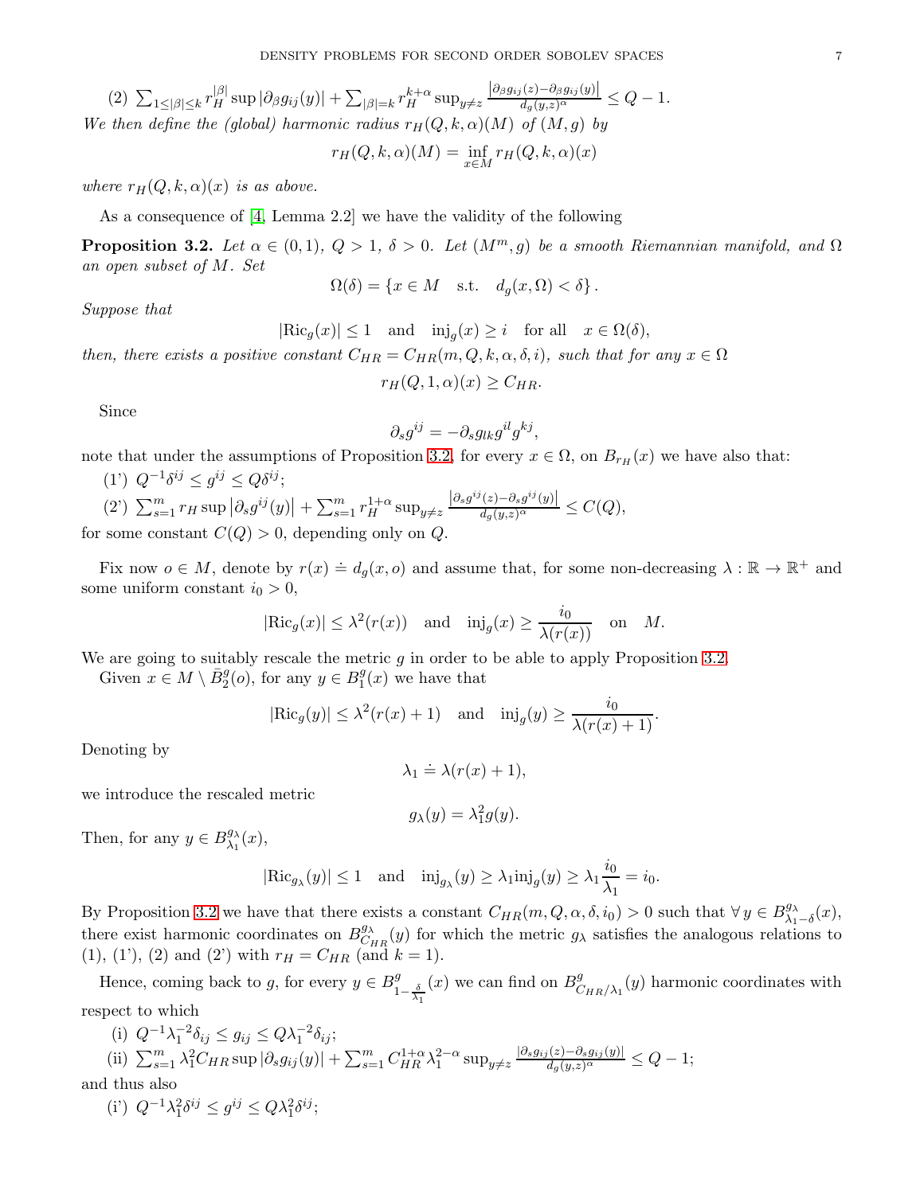(2) $\sum_{1\le|\beta|\le k} r_H^{|\beta|} \sup|\partial_\beta g_{ij}(y)| + \sum_{|\beta|=k} r_H^{k+\alpha} \sup_{y\neq z} \frac{|\partial_\beta g_{ij}(z)-\partial_\beta g_{ij}(y)|}{d_g(y,z)^\alpha} \le Q-1$.

*We then define the (global) harmonic radius $r_H(Q,k,\alpha)(M)$ of $(M,g)$ by*

$$r_H(Q,k,\alpha)(M) = \inf_{x\in M} r_H(Q,k,\alpha)(x)$$

*where $r_H(Q,k,\alpha)(x)$ is as above.*

As a consequence of [4, Lemma 2.2] we have the validity of the following

**Proposition 3.2.** *Let $\alpha\in(0,1)$, $Q>1$, $\delta>0$. Let $(M^m,g)$ be a smooth Riemannian manifold, and $\Omega$ an open subset of $M$. Set*

$$\Omega(\delta) = \{x\in M \quad \text{s.t.} \quad d_g(x,\Omega)<\delta\}.$$

*Suppose that*

$$|\mathrm{Ric}_g(x)|\le 1 \quad \text{and} \quad \mathrm{inj}_g(x)\ge i \quad \text{for all} \quad x\in\Omega(\delta),$$

*then, there exists a positive constant $C_{HR}=C_{HR}(m,Q,k,\alpha,\delta,i)$, such that for any $x\in\Omega$*

$$r_H(Q,1,\alpha)(x)\ge C_{HR}.$$

Since

$$\partial_s g^{ij} = -\partial_s g_{lk} g^{il} g^{kj},$$

note that under the assumptions of Proposition 3.2, for every $x\in\Omega$, on $B_{r_H}(x)$ we have also that:

(1') $Q^{-1}\delta^{ij}\le g^{ij}\le Q\delta^{ij}$;

(2') $\sum_{s=1}^m r_H \sup|\partial_s g^{ij}(y)| + \sum_{s=1}^m r_H^{1+\alpha}\sup_{y\neq z}\frac{|\partial_s g^{ij}(z)-\partial_s g^{ij}(y)|}{d_g(y,z)^\alpha}\le C(Q)$,

for some constant $C(Q)>0$, depending only on $Q$.

Fix now $o\in M$, denote by $r(x)\doteq d_g(x,o)$ and assume that, for some non-decreasing $\lambda:\mathbb{R}\to\mathbb{R}^+$ and some uniform constant $i_0>0$,

$$|\mathrm{Ric}_g(x)|\le\lambda^2(r(x)) \quad \text{and} \quad \mathrm{inj}_g(x)\ge\frac{i_0}{\lambda(r(x))} \quad \text{on} \quad M.$$

We are going to suitably rescale the metric $g$ in order to be able to apply Proposition 3.2.

Given $x\in M\setminus\bar{B}_2^g(o)$, for any $y\in B_1^g(x)$ we have that

$$|\mathrm{Ric}_g(y)|\le\lambda^2(r(x)+1) \quad \text{and} \quad \mathrm{inj}_g(y)\ge\frac{i_0}{\lambda(r(x)+1)}.$$

Denoting by

$$\lambda_1\doteq\lambda(r(x)+1),$$

we introduce the rescaled metric

$$g_\lambda(y)=\lambda_1^2 g(y).$$

Then, for any $y\in B_{\lambda_1}^{g_\lambda}(x)$,

$$|\mathrm{Ric}_{g_\lambda}(y)|\le 1 \quad \text{and} \quad \mathrm{inj}_{g_\lambda}(y)\ge\lambda_1\mathrm{inj}_g(y)\ge\lambda_1\frac{i_0}{\lambda_1}=i_0.$$

By Proposition 3.2 we have that there exists a constant $C_{HR}(m,Q,\alpha,\delta,i_0)>0$ such that $\forall\, y\in B_{\lambda_1-\delta}^{g_\lambda}(x)$, there exist harmonic coordinates on $B_{C_{HR}}^{g_\lambda}(y)$ for which the metric $g_\lambda$ satisfies the analogous relations to (1), (1'), (2) and (2') with $r_H=C_{HR}$ (and $k=1$).

Hence, coming back to $g$, for every $y\in B_{1-\frac{\delta}{\lambda_1}}^g(x)$ we can find on $B_{C_{HR}/\lambda_1}^g(y)$ harmonic coordinates with respect to which

(i) $Q^{-1}\lambda_1^{-2}\delta_{ij}\le g_{ij}\le Q\lambda_1^{-2}\delta_{ij}$;

(ii) $\sum_{s=1}^m \lambda_1^2 C_{HR}\sup|\partial_s g_{ij}(y)| + \sum_{s=1}^m C_{HR}^{1+\alpha}\lambda_1^{2-\alpha}\sup_{y\neq z}\frac{|\partial_s g_{ij}(z)-\partial_s g_{ij}(y)|}{d_g(y,z)^\alpha}\le Q-1$;

and thus also

(i') $Q^{-1}\lambda_1^2\delta^{ij}\le g^{ij}\le Q\lambda_1^2\delta^{ij}$;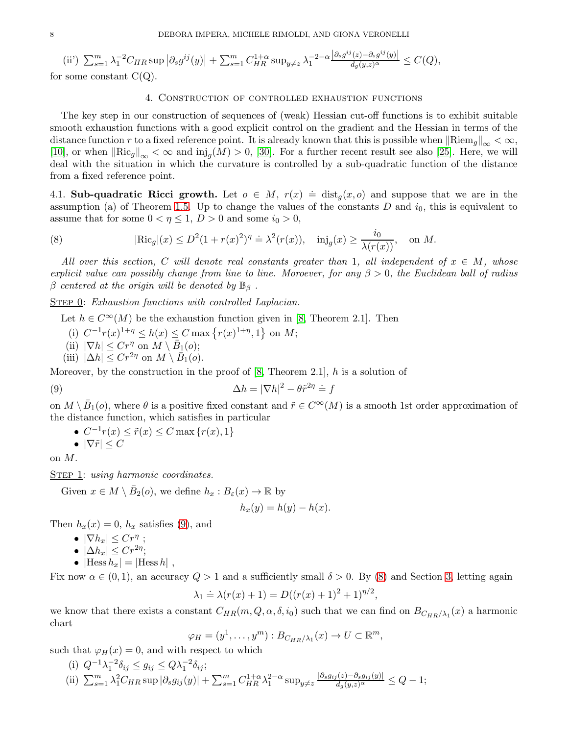(ii') $\sum_{s=1}^m \lambda_1^{-2} C_{HR} \sup \left|\partial_s g^{ij}(y)\right| + \sum_{s=1}^m C_{HR}^{1+\alpha} \sup_{y\neq z} \lambda_1^{-2-\alpha} \frac{\left|\partial_s g^{ij}(z) - \partial_s g^{ij}(y)\right|}{d_g(y,z)^\alpha} \leq C(Q)$,

for some constant C(Q).

## 4. Construction of controlled exhaustion functions

The key step in our construction of sequences of (weak) Hessian cut-off functions is to exhibit suitable smooth exhaustion functions with a good explicit control on the gradient and the Hessian in terms of the distance function $r$ to a fixed reference point. It is already known that this is possible when $\|\mathrm{Riem}_g\|_\infty < \infty$, [10], or when $\|\mathrm{Ric}_g\|_\infty < \infty$ and $\mathrm{inj}_g(M) > 0$, [30]. For a further recent result see also [25]. Here, we will deal with the situation in which the curvature is controlled by a sub-quadratic function of the distance from a fixed reference point.

**4.1. Sub-quadratic Ricci growth.** Let $o \in M$, $r(x) \doteq \mathrm{dist}_g(x,o)$ and suppose that we are in the assumption (a) of Theorem 1.5. Up to change the values of the constants $D$ and $i_0$, this is equivalent to assume that for some $0 < \eta \leq 1$, $D > 0$ and some $i_0 > 0$,

$$
|\mathrm{Ric}_g|(x) \leq D^2(1 + r(x)^2)^\eta \doteq \lambda^2(r(x)), \quad \mathrm{inj}_g(x) \geq \frac{i_0}{\lambda(r(x))}, \quad \text{on } M. \tag{8}
$$

*All over this section, $C$ will denote real constants greater than 1, all independent of $x \in M$, whose explicit value can possibly change from line to line. Moroever, for any $\beta > 0$, the Euclidean ball of radius $\beta$ centered at the origin will be denoted by $\mathbb{B}_\beta$ .*

Step 0: *Exhaustion functions with controlled Laplacian.*

Let $h \in C^\infty(M)$ be the exhaustion function given in [8, Theorem 2.1]. Then

(i) $C^{-1} r(x)^{1+\eta} \leq h(x) \leq C \max\{r(x)^{1+\eta}, 1\}$ on $M$;
(ii) $|\nabla h| \leq C r^\eta$ on $M \setminus \bar{B}_1(o)$;
(iii) $|\Delta h| \leq C r^{2\eta}$ on $M \setminus \bar{B}_1(o)$.

Moreover, by the construction in the proof of [8, Theorem 2.1], $h$ is a solution of

$$
\Delta h = |\nabla h|^2 - \theta \tilde{r}^{2\eta} \doteq f \tag{9}
$$

on $M \setminus \bar{B}_1(o)$, where $\theta$ is a positive fixed constant and $\tilde{r} \in C^\infty(M)$ is a smooth 1st order approximation of the distance function, which satisfies in particular

- $C^{-1} r(x) \leq \tilde{r}(x) \leq C \max\{r(x), 1\}$
- $|\nabla \tilde{r}| \leq C$

on $M$.

Step 1: *using harmonic coordinates.*

Given $x \in M \setminus \bar{B}_2(o)$, we define $h_x : B_\varepsilon(x) \to \mathbb{R}$ by

$$
h_x(y) = h(y) - h(x).
$$

Then $h_x(x) = 0$, $h_x$ satisfies (9), and

- $|\nabla h_x| \leq C r^\eta$ ;
- $|\Delta h_x| \leq C r^{2\eta}$;
- $|\mathrm{Hess}\, h_x| = |\mathrm{Hess}\, h|$ ,

Fix now $\alpha \in (0,1)$, an accuracy $Q > 1$ and a sufficiently small $\delta > 0$. By (8) and Section 3, letting again

$$
\lambda_1 \doteq \lambda(r(x) + 1) = D((r(x)+1)^2 + 1)^{\eta/2},
$$

we know that there exists a constant $C_{HR}(m, Q, \alpha, \delta, i_0)$ such that we can find on $B_{C_{HR}/\lambda_1}(x)$ a harmonic chart

$$
\varphi_H = (y^1, \dots, y^m) : B_{C_{HR}/\lambda_1}(x) \to U \subset \mathbb{R}^m,
$$

such that $\varphi_H(x) = 0$, and with respect to which

(i) $Q^{-1} \lambda_1^{-2} \delta_{ij} \leq g_{ij} \leq Q \lambda_1^{-2} \delta_{ij}$;
(ii) $\sum_{s=1}^m \lambda_1^2 C_{HR} \sup |\partial_s g_{ij}(y)| + \sum_{s=1}^m C_{HR}^{1+\alpha} \lambda_1^{2-\alpha} \sup_{y\neq z} \frac{|\partial_s g_{ij}(z) - \partial_s g_{ij}(y)|}{d_g(y,z)^\alpha} \leq Q - 1$;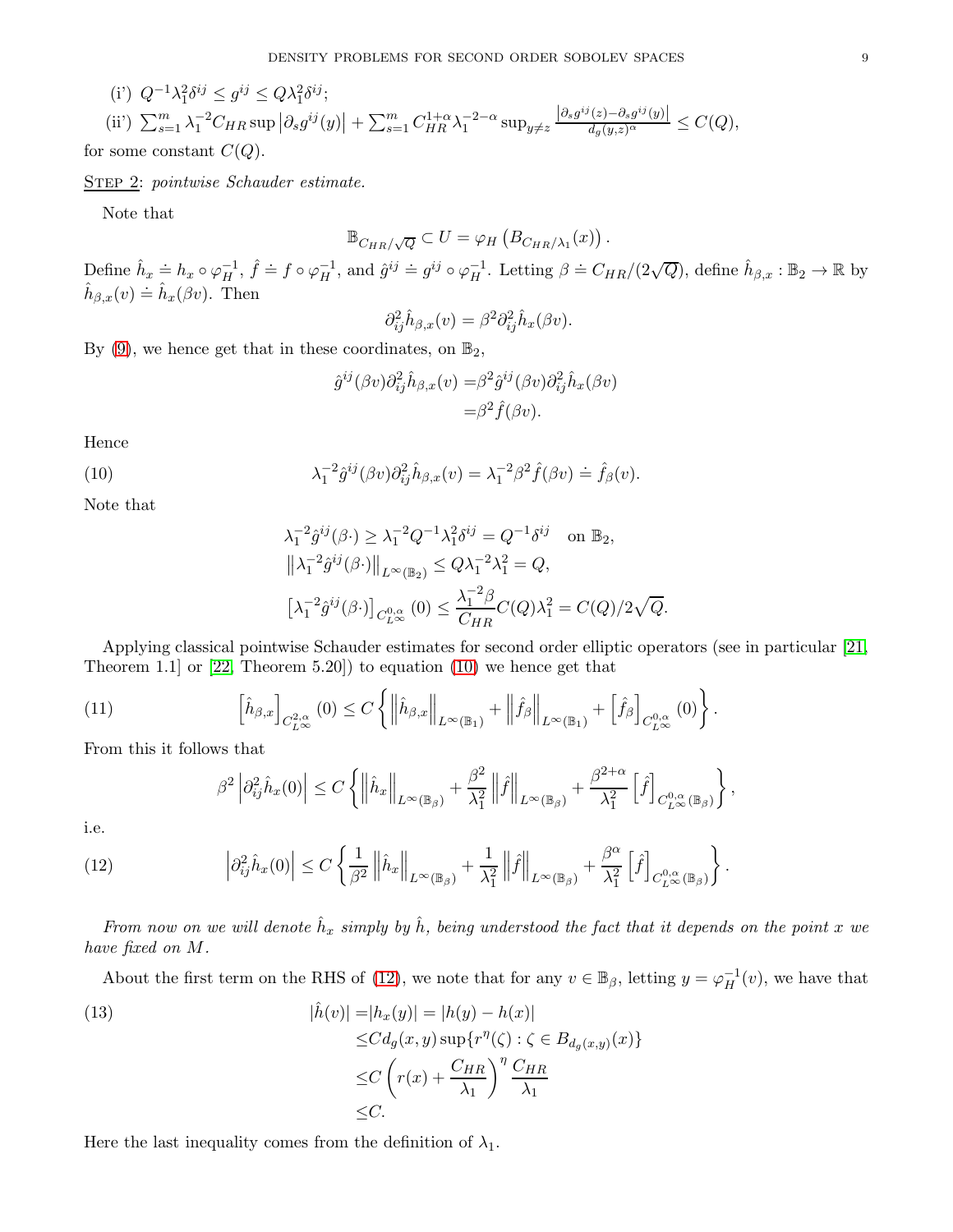(i') $Q^{-1}\lambda_1^2\delta^{ij} \leq g^{ij} \leq Q\lambda_1^2\delta^{ij}$;

(ii') $\sum_{s=1}^m \lambda_1^{-2} C_{HR} \sup \left|\partial_s g^{ij}(y)\right| + \sum_{s=1}^m C_{HR}^{1+\alpha}\lambda_1^{-2-\alpha} \sup_{y\neq z} \frac{\left|\partial_s g^{ij}(z)-\partial_s g^{ij}(y)\right|}{d_g(y,z)^\alpha} \leq C(Q)$,

for some constant $C(Q)$.

Step 2: *pointwise Schauder estimate.*

Note that

$$\mathbb{B}_{C_{HR}/\sqrt{Q}} \subset U = \varphi_H\left(B_{C_{HR}/\lambda_1}(x)\right).$$

Define $\hat{h}_x \doteq h_x \circ \varphi_H^{-1}$, $\hat{f} \doteq f \circ \varphi_H^{-1}$, and $\hat{g}^{ij} \doteq g^{ij} \circ \varphi_H^{-1}$. Letting $\beta \doteq C_{HR}/(2\sqrt{Q})$, define $\hat{h}_{\beta,x} : \mathbb{B}_2 \to \mathbb{R}$ by $\hat{h}_{\beta,x}(v) \doteq \hat{h}_x(\beta v)$. Then

$$\partial^2_{ij}\hat{h}_{\beta,x}(v) = \beta^2 \partial^2_{ij}\hat{h}_x(\beta v).$$

By (9), we hence get that in these coordinates, on $\mathbb{B}_2$,

$$\begin{aligned}\hat{g}^{ij}(\beta v)\partial^2_{ij}\hat{h}_{\beta,x}(v) =& \beta^2\hat{g}^{ij}(\beta v)\partial^2_{ij}\hat{h}_x(\beta v)\\ =& \beta^2\hat{f}(\beta v).\end{aligned}$$

Hence

$$\lambda_1^{-2}\hat{g}^{ij}(\beta v)\partial^2_{ij}\hat{h}_{\beta,x}(v) = \lambda_1^{-2}\beta^2\hat{f}(\beta v) \doteq \hat{f}_\beta(v). \tag{10}$$

Note that

$$\begin{aligned}&\lambda_1^{-2}\hat{g}^{ij}(\beta\cdot) \geq \lambda_1^{-2}Q^{-1}\lambda_1^2\delta^{ij} = Q^{-1}\delta^{ij} \quad \text{on } \mathbb{B}_2,\\ &\left\|\lambda_1^{-2}\hat{g}^{ij}(\beta\cdot)\right\|_{L^\infty(\mathbb{B}_2)} \leq Q\lambda_1^{-2}\lambda_1^2 = Q,\\ &\left[\lambda_1^{-2}\hat{g}^{ij}(\beta\cdot)\right]_{C^{0,\alpha}_{L^\infty}}(0) \leq \frac{\lambda_1^{-2}\beta}{C_{HR}}C(Q)\lambda_1^2 = C(Q)/2\sqrt{Q}.\end{aligned}$$

Applying classical pointwise Schauder estimates for second order elliptic operators (see in particular [21, Theorem 1.1] or [22, Theorem 5.20]) to equation (10) we hence get that

$$\left[\hat{h}_{\beta,x}\right]_{C^{2,\alpha}_{L^\infty}}(0) \leq C\left\{\left\|\hat{h}_{\beta,x}\right\|_{L^\infty(\mathbb{B}_1)} + \left\|\hat{f}_\beta\right\|_{L^\infty(\mathbb{B}_1)} + \left[\hat{f}_\beta\right]_{C^{0,\alpha}_{L^\infty}}(0)\right\}. \tag{11}$$

From this it follows that

$$\beta^2\left|\partial^2_{ij}\hat{h}_x(0)\right| \leq C\left\{\left\|\hat{h}_x\right\|_{L^\infty(\mathbb{B}_\beta)} + \frac{\beta^2}{\lambda_1^2}\left\|\hat{f}\right\|_{L^\infty(\mathbb{B}_\beta)} + \frac{\beta^{2+\alpha}}{\lambda_1^2}\left[\hat{f}\right]_{C^{0,\alpha}_{L^\infty}(\mathbb{B}_\beta)}\right\},$$

i.e.

$$\left|\partial^2_{ij}\hat{h}_x(0)\right| \leq C\left\{\frac{1}{\beta^2}\left\|\hat{h}_x\right\|_{L^\infty(\mathbb{B}_\beta)} + \frac{1}{\lambda_1^2}\left\|\hat{f}\right\|_{L^\infty(\mathbb{B}_\beta)} + \frac{\beta^\alpha}{\lambda_1^2}\left[\hat{f}\right]_{C^{0,\alpha}_{L^\infty}(\mathbb{B}_\beta)}\right\}. \tag{12}$$

*From now on we will denote $\hat{h}_x$ simply by $\hat{h}$, being understood the fact that it depends on the point $x$ we have fixed on $M$.*

About the first term on the RHS of (12), we note that for any $v \in \mathbb{B}_\beta$, letting $y = \varphi_H^{-1}(v)$, we have that

$$\begin{aligned}|\hat{h}(v)| =& |h_x(y)| = |h(y) - h(x)|\\ \leq& Cd_g(x,y)\sup\{r^\eta(\zeta) : \zeta \in B_{d_g(x,y)}(x)\}\\ \leq& C\left(r(x) + \frac{C_{HR}}{\lambda_1}\right)^\eta \frac{C_{HR}}{\lambda_1}\\ \leq& C.\end{aligned} \tag{13}$$

Here the last inequality comes from the definition of $\lambda_1$.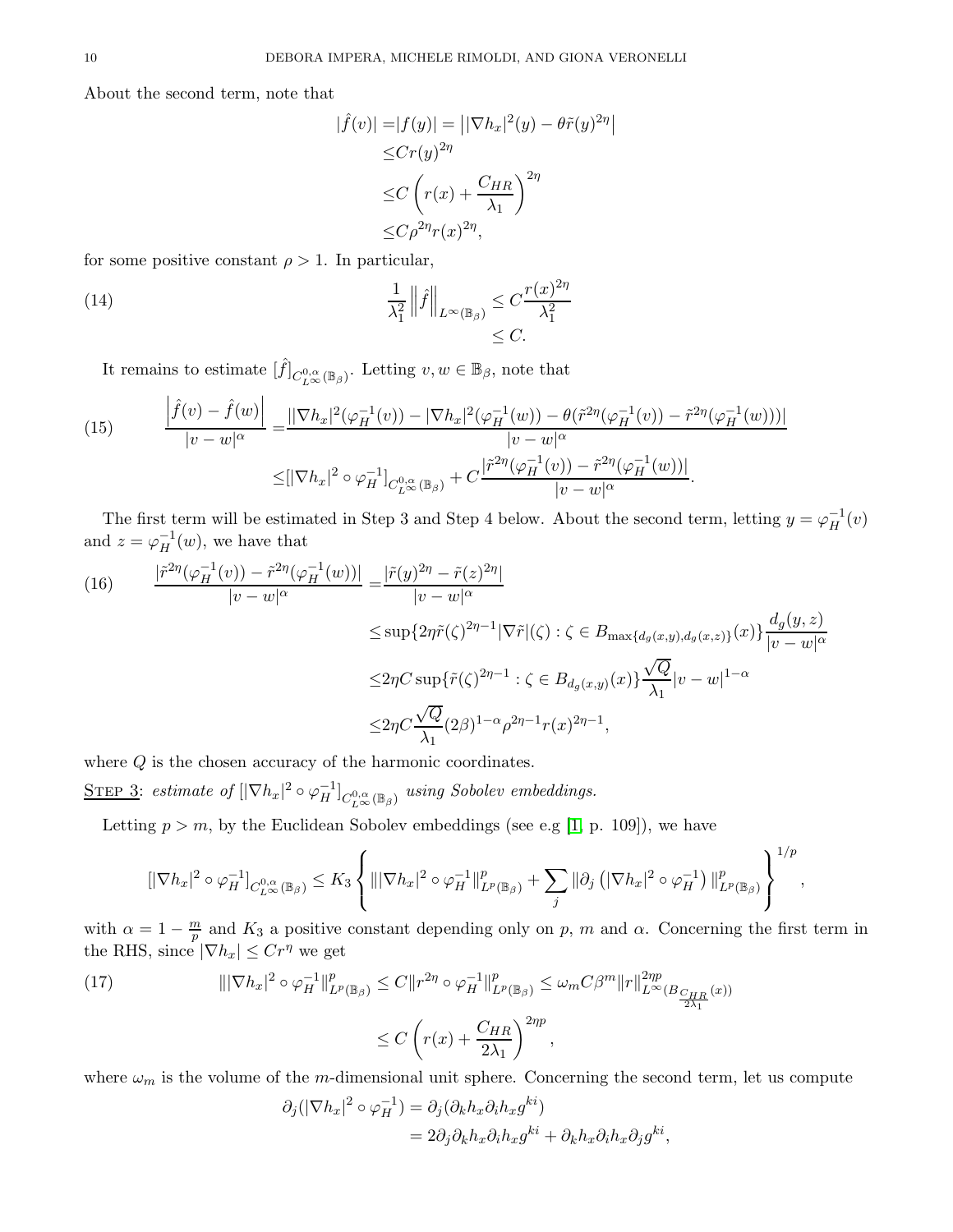About the second term, note that

$$
\begin{aligned}
|\hat{f}(v)| =&|f(y)| = \left||\nabla h_x|^2(y) - \theta\tilde{r}(y)^{2\eta}\right| \\
\leq& Cr(y)^{2\eta} \\
\leq& C\left(r(x) + \frac{C_{HR}}{\lambda_1}\right)^{2\eta} \\
\leq& C\rho^{2\eta}r(x)^{2\eta},
\end{aligned}
$$

for some positive constant $\rho > 1$. In particular,

$$
\begin{aligned}
\frac{1}{\lambda_1^2}\left\|\hat{f}\right\|_{L^\infty(\mathbb{B}_\beta)} \leq& C\frac{r(x)^{2\eta}}{\lambda_1^2} \\
\leq& C.
\end{aligned}
\tag{14}
$$

It remains to estimate $[\hat{f}]_{C^{0,\alpha}_{L^\infty}(\mathbb{B}_\beta)}$. Letting $v, w \in \mathbb{B}_\beta$, note that

$$
\begin{aligned}
\frac{\left|\hat{f}(v) - \hat{f}(w)\right|}{|v-w|^\alpha} =& \frac{||\nabla h_x|^2(\varphi_H^{-1}(v)) - |\nabla h_x|^2(\varphi_H^{-1}(w)) - \theta(\tilde{r}^{2\eta}(\varphi_H^{-1}(v)) - \tilde{r}^{2\eta}(\varphi_H^{-1}(w)))|}{|v-w|^\alpha} \\
\leq& [|\nabla h_x|^2 \circ \varphi_H^{-1}]_{C^{0,\alpha}_{L^\infty}(\mathbb{B}_\beta)} + C\frac{|\tilde{r}^{2\eta}(\varphi_H^{-1}(v)) - \tilde{r}^{2\eta}(\varphi_H^{-1}(w))|}{|v-w|^\alpha}.
\end{aligned}
\tag{15}
$$

The first term will be estimated in Step 3 and Step 4 below. About the second term, letting $y = \varphi_H^{-1}(v)$ and $z = \varphi_H^{-1}(w)$, we have that

$$
\begin{aligned}
\frac{|\tilde{r}^{2\eta}(\varphi_H^{-1}(v)) - \tilde{r}^{2\eta}(\varphi_H^{-1}(w))|}{|v-w|^\alpha} =& \frac{|\tilde{r}(y)^{2\eta} - \tilde{r}(z)^{2\eta}|}{|v-w|^\alpha} \\
\leq& \sup\{2\eta\tilde{r}(\zeta)^{2\eta-1}|\nabla\tilde{r}|(\zeta) : \zeta \in B_{\max\{d_g(x,y),d_g(x,z)\}}(x)\}\frac{d_g(y,z)}{|v-w|^\alpha} \\
\leq& 2\eta C\sup\{\tilde{r}(\zeta)^{2\eta-1} : \zeta \in B_{d_g(x,y)}(x)\}\frac{\sqrt{Q}}{\lambda_1}|v-w|^{1-\alpha} \\
\leq& 2\eta C\frac{\sqrt{Q}}{\lambda_1}(2\beta)^{1-\alpha}\rho^{2\eta-1}r(x)^{2\eta-1},
\end{aligned}
\tag{16}
$$

where $Q$ is the chosen accuracy of the harmonic coordinates.

<u>Step 3</u>: *estimate of* $[|\nabla h_x|^2 \circ \varphi_H^{-1}]_{C^{0,\alpha}_{L^\infty}(\mathbb{B}_\beta)}$ *using Sobolev embeddings.*

Letting $p > m$, by the Euclidean Sobolev embeddings (see e.g [1, p. 109]), we have

$$
[|\nabla h_x|^2 \circ \varphi_H^{-1}]_{C^{0,\alpha}_{L^\infty}(\mathbb{B}_\beta)} \leq K_3\left\{\||\nabla h_x|^2 \circ \varphi_H^{-1}\|^p_{L^p(\mathbb{B}_\beta)} + \sum_j \|\partial_j\left(|\nabla h_x|^2 \circ \varphi_H^{-1}\right)\|^p_{L^p(\mathbb{B}_\beta)}\right\}^{1/p},
$$

with $\alpha = 1 - \frac{m}{p}$ and $K_3$ a positive constant depending only on $p$, $m$ and $\alpha$. Concerning the first term in the RHS, since $|\nabla h_x| \leq Cr^\eta$ we get

$$
\begin{aligned}
\||\nabla h_x|^2 \circ \varphi_H^{-1}\|^p_{L^p(\mathbb{B}_\beta)} \leq& C\|r^{2\eta} \circ \varphi_H^{-1}\|^p_{L^p(\mathbb{B}_\beta)} \leq \omega_m C\beta^m\|r\|^{2\eta p}_{L^\infty(B_{\frac{C_{HR}}{2\lambda_1}}(x))} \\
\leq& C\left(r(x) + \frac{C_{HR}}{2\lambda_1}\right)^{2\eta p},
\end{aligned}
\tag{17}
$$

where $\omega_m$ is the volume of the $m$-dimensional unit sphere. Concerning the second term, let us compute

$$
\begin{aligned}
\partial_j(|\nabla h_x|^2 \circ \varphi_H^{-1}) =& \partial_j(\partial_k h_x \partial_i h_x g^{ki}) \\
=& 2\partial_j\partial_k h_x \partial_i h_x g^{ki} + \partial_k h_x \partial_i h_x \partial_j g^{ki},
\end{aligned}
$$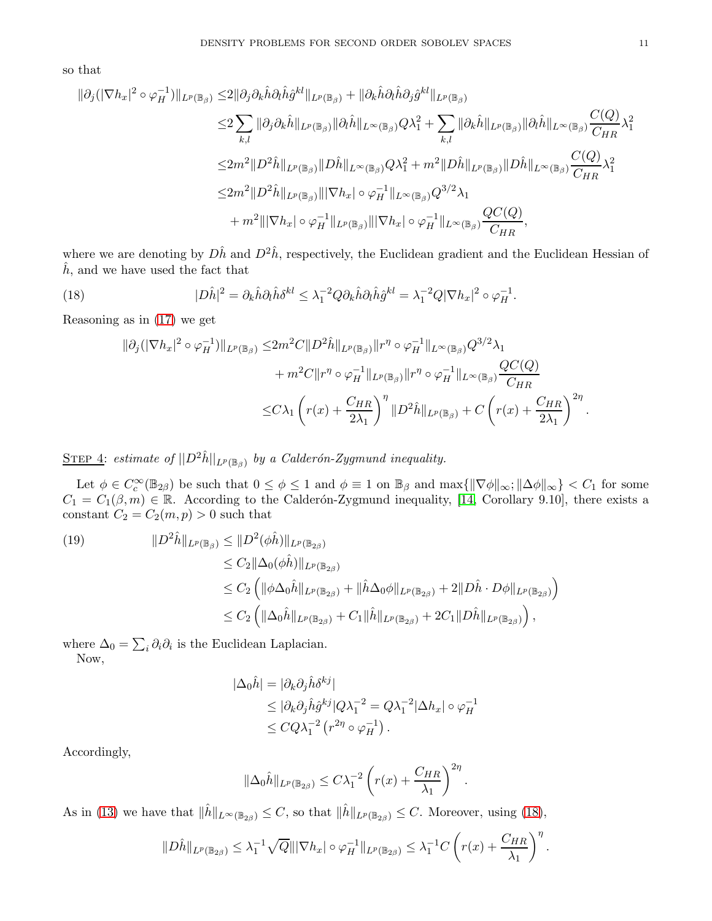so that

$$
\begin{aligned}
\|\partial_j(|\nabla h_x|^2\circ\varphi_H^{-1})\|_{L^p(\mathbb{B}_\beta)} \le& 2\|\partial_j\partial_k\hat h\partial_l\hat h\hat g^{kl}\|_{L^p(\mathbb{B}_\beta)} + \|\partial_k\hat h\partial_l\hat h\partial_j\hat g^{kl}\|_{L^p(\mathbb{B}_\beta)}\\
\le& 2\sum_{k,l}\|\partial_j\partial_k\hat h\|_{L^p(\mathbb{B}_\beta)}\|\partial_l\hat h\|_{L^\infty(\mathbb{B}_\beta)}Q\lambda_1^2 + \sum_{k,l}\|\partial_k\hat h\|_{L^p(\mathbb{B}_\beta)}\|\partial_l\hat h\|_{L^\infty(\mathbb{B}_\beta)}\frac{C(Q)}{C_{HR}}\lambda_1^2\\
\le& 2m^2\|D^2\hat h\|_{L^p(\mathbb{B}_\beta)}\|D\hat h\|_{L^\infty(\mathbb{B}_\beta)}Q\lambda_1^2 + m^2\|D\hat h\|_{L^p(\mathbb{B}_\beta)}\|D\hat h\|_{L^\infty(\mathbb{B}_\beta)}\frac{C(Q)}{C_{HR}}\lambda_1^2\\
\le& 2m^2\|D^2\hat h\|_{L^p(\mathbb{B}_\beta)}\||\nabla h_x|\circ\varphi_H^{-1}\|_{L^\infty(\mathbb{B}_\beta)}Q^{3/2}\lambda_1\\
&+ m^2\||\nabla h_x|\circ\varphi_H^{-1}\|_{L^p(\mathbb{B}_\beta)}\||\nabla h_x|\circ\varphi_H^{-1}\|_{L^\infty(\mathbb{B}_\beta)}\frac{QC(Q)}{C_{HR}},
\end{aligned}
$$

where we are denoting by $D\hat h$ and $D^2\hat h$, respectively, the Euclidean gradient and the Euclidean Hessian of $\hat h$, and we have used the fact that

$$
|D\hat h|^2 = \partial_k\hat h\partial_l\hat h\delta^{kl} \le \lambda_1^{-2}Q\partial_k\hat h\partial_l\hat h\hat g^{kl} = \lambda_1^{-2}Q|\nabla h_x|^2\circ\varphi_H^{-1}. \tag{18}
$$

Reasoning as in (17) we get

$$
\begin{aligned}
\|\partial_j(|\nabla h_x|^2\circ\varphi_H^{-1})\|_{L^p(\mathbb{B}_\beta)} \le& 2m^2C\|D^2\hat h\|_{L^p(\mathbb{B}_\beta)}\|r^\eta\circ\varphi_H^{-1}\|_{L^\infty(\mathbb{B}_\beta)}Q^{3/2}\lambda_1\\
&+ m^2C\|r^\eta\circ\varphi_H^{-1}\|_{L^p(\mathbb{B}_\beta)}\|r^\eta\circ\varphi_H^{-1}\|_{L^\infty(\mathbb{B}_\beta)}\frac{QC(Q)}{C_{HR}}\\
\le& C\lambda_1\left(r(x)+\frac{C_{HR}}{2\lambda_1}\right)^\eta\|D^2\hat h\|_{L^p(\mathbb{B}_\beta)} + C\left(r(x)+\frac{C_{HR}}{2\lambda_1}\right)^{2\eta}.
\end{aligned}
$$

<u>Step 4</u>: *estimate of $||D^2\hat h||_{L^p(\mathbb{B}_\beta)}$ by a Calderón-Zygmund inequality.*

Let $\phi\in C_c^\infty(\mathbb{B}_{2\beta})$ be such that $0\le\phi\le 1$ and $\phi\equiv 1$ on $\mathbb{B}_\beta$ and $\max\{\|\nabla\phi\|_\infty;\|\Delta\phi\|_\infty\} < C_1$ for some $C_1 = C_1(\beta,m)\in\mathbb{R}$. According to the Calderón-Zygmund inequality, [14, Corollary 9.10], there exists a constant $C_2 = C_2(m,p) > 0$ such that

$$
\begin{aligned}
\|D^2\hat h\|_{L^p(\mathbb{B}_\beta)} \le& \|D^2(\phi\hat h)\|_{L^p(\mathbb{B}_{2\beta})}\\
\le& C_2\|\Delta_0(\phi\hat h)\|_{L^p(\mathbb{B}_{2\beta})}\\
\le& C_2\left(\|\phi\Delta_0\hat h\|_{L^p(\mathbb{B}_{2\beta})} + \|\hat h\Delta_0\phi\|_{L^p(\mathbb{B}_{2\beta})} + 2\|D\hat h\cdot D\phi\|_{L^p(\mathbb{B}_{2\beta})}\right)\\
\le& C_2\left(\|\Delta_0\hat h\|_{L^p(\mathbb{B}_{2\beta})} + C_1\|\hat h\|_{L^p(\mathbb{B}_{2\beta})} + 2C_1\|D\hat h\|_{L^p(\mathbb{B}_{2\beta})}\right),
\end{aligned} \tag{19}
$$

where $\Delta_0 = \sum_i\partial_i\partial_i$ is the Euclidean Laplacian.

Now,

$$
\begin{aligned}
|\Delta_0\hat h| =& |\partial_k\partial_j\hat h\delta^{kj}|\\
\le& |\partial_k\partial_j\hat h\hat g^{kj}|Q\lambda_1^{-2} = Q\lambda_1^{-2}|\Delta h_x|\circ\varphi_H^{-1}\\
\le& CQ\lambda_1^{-2}\left(r^{2\eta}\circ\varphi_H^{-1}\right).
\end{aligned}
$$

Accordingly,

$$
\|\Delta_0\hat h\|_{L^p(\mathbb{B}_{2\beta})} \le C\lambda_1^{-2}\left(r(x)+\frac{C_{HR}}{\lambda_1}\right)^{2\eta}.
$$

As in (13) we have that $\|\hat h\|_{L^\infty(\mathbb{B}_{2\beta})}\le C$, so that $\|\hat h\|_{L^p(\mathbb{B}_{2\beta})}\le C$. Moreover, using (18),

$$
\|D\hat h\|_{L^p(\mathbb{B}_{2\beta})} \le \lambda_1^{-1}\sqrt{Q}\||\nabla h_x|\circ\varphi_H^{-1}\|_{L^p(\mathbb{B}_{2\beta})} \le \lambda_1^{-1}C\left(r(x)+\frac{C_{HR}}{\lambda_1}\right)^\eta.
$$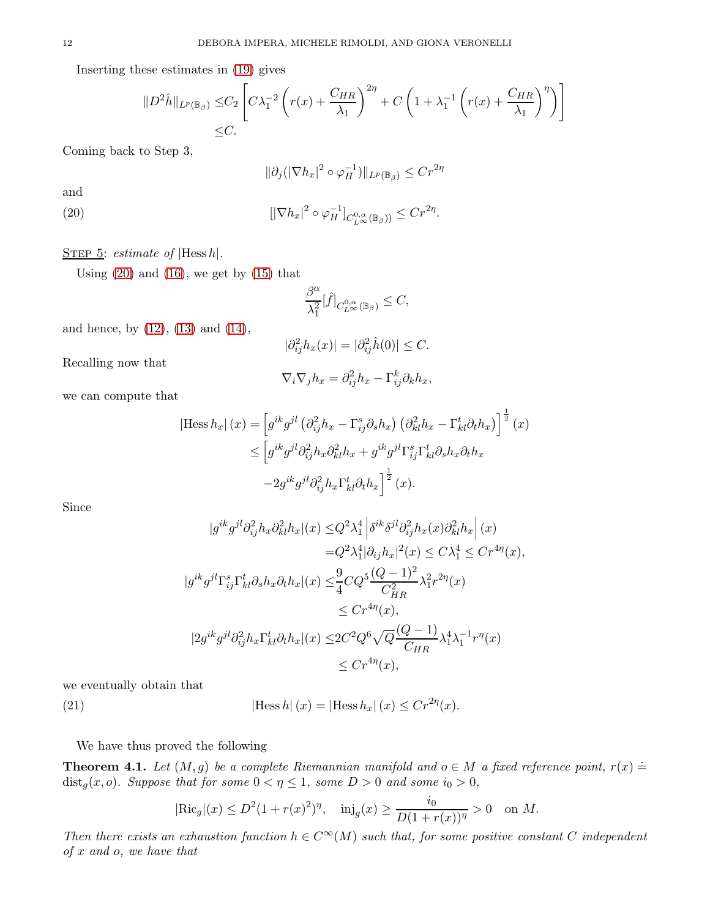Inserting these estimates in (19) gives

$$
\begin{aligned}
\|D^2\hat{h}\|_{L^p(\mathbb{B}_\beta)} \leq & C_2\left[C\lambda_1^{-2}\left(r(x)+\frac{C_{HR}}{\lambda_1}\right)^{2\eta}+C\left(1+\lambda_1^{-1}\left(r(x)+\frac{C_{HR}}{\lambda_1}\right)^{\eta}\right)\right]\\
\leq & C.
\end{aligned}
$$

Coming back to Step 3,

$$
\|\partial_j(|\nabla h_x|^2\circ\varphi_H^{-1})\|_{L^p(\mathbb{B}_\beta)} \leq Cr^{2\eta}
$$

and

$$
[|\nabla h_x|^2\circ\varphi_H^{-1}]_{C^{0,\alpha}_{L^\infty}(\mathbb{B}_\beta))} \leq Cr^{2\eta}. \tag{20}
$$

Step 5: *estimate of* $|\mathrm{Hess}\,h|$.

Using (20) and (16), we get by (15) that

$$
\frac{\beta^\alpha}{\lambda_1^2}[\hat{f}]_{C^{0,\alpha}_{L^\infty}(\mathbb{B}_\beta)} \leq C,
$$

and hence, by (12), (13) and (14),

$$
|\partial^2_{ij}h_x(x)| = |\partial^2_{ij}\hat{h}(0)| \leq C.
$$

Recalling now that

$$
\nabla_i\nabla_j h_x = \partial^2_{ij}h_x - \Gamma^k_{ij}\partial_k h_x,
$$

we can compute that

$$
\begin{aligned}
\left|\mathrm{Hess}\,h_x\right|(x) =& \left[g^{ik}g^{jl}\left(\partial^2_{ij}h_x-\Gamma^s_{ij}\partial_s h_x\right)\left(\partial^2_{kl}h_x-\Gamma^t_{kl}\partial_t h_x\right)\right]^{\frac{1}{2}}(x)\\
\leq& \Big[g^{ik}g^{jl}\partial^2_{ij}h_x\partial^2_{kl}h_x + g^{ik}g^{jl}\Gamma^s_{ij}\Gamma^t_{kl}\partial_s h_x\partial_t h_x\\
&-2g^{ik}g^{jl}\partial^2_{ij}h_x\Gamma^t_{kl}\partial_t h_x\Big]^{\frac{1}{2}}(x).
\end{aligned}
$$

Since

$$
\begin{aligned}
|g^{ik}g^{jl}\partial^2_{ij}h_x\partial^2_{kl}h_x|(x) \leq& Q^2\lambda_1^4\left|\delta^{ik}\delta^{jl}\partial^2_{ij}h_x(x)\partial^2_{kl}h_x\right|(x)\\
=& Q^2\lambda_1^4|\partial_{ij}h_x|^2(x) \leq C\lambda_1^4 \leq Cr^{4\eta}(x),\\
|g^{ik}g^{jl}\Gamma^s_{ij}\Gamma^t_{kl}\partial_s h_x\partial_t h_x|(x) \leq& \frac{9}{4}CQ^5\frac{(Q-1)^2}{C^2_{HR}}\lambda_1^2 r^{2\eta}(x)\\
\leq& Cr^{4\eta}(x),\\
|2g^{ik}g^{jl}\partial^2_{ij}h_x\Gamma^t_{kl}\partial_t h_x|(x) \leq& 2C^2Q^6\sqrt{Q}\frac{(Q-1)}{C_{HR}}\lambda_1^4\lambda_1^{-1}r^\eta(x)\\
\leq& Cr^{4\eta}(x),
\end{aligned}
$$

we eventually obtain that

$$
\left|\mathrm{Hess}\,h\right|(x) = \left|\mathrm{Hess}\,h_x\right|(x) \leq Cr^{2\eta}(x). \tag{21}
$$

We have thus proved the following

**Theorem 4.1.** *Let $(M,g)$ be a complete Riemannian manifold and $o\in M$ a fixed reference point, $r(x) \doteq \mathrm{dist}_g(x,o)$. Suppose that for some $0<\eta\leq 1$, some $D>0$ and some $i_0>0$,*

$$
|\mathrm{Ric}_g|(x) \leq D^2(1+r(x)^2)^\eta, \quad \mathrm{inj}_g(x) \geq \frac{i_0}{D(1+r(x))^\eta} > 0 \quad \text{on } M.
$$

*Then there exists an exhaustion function $h\in C^\infty(M)$ such that, for some positive constant $C$ independent of $x$ and $o$, we have that*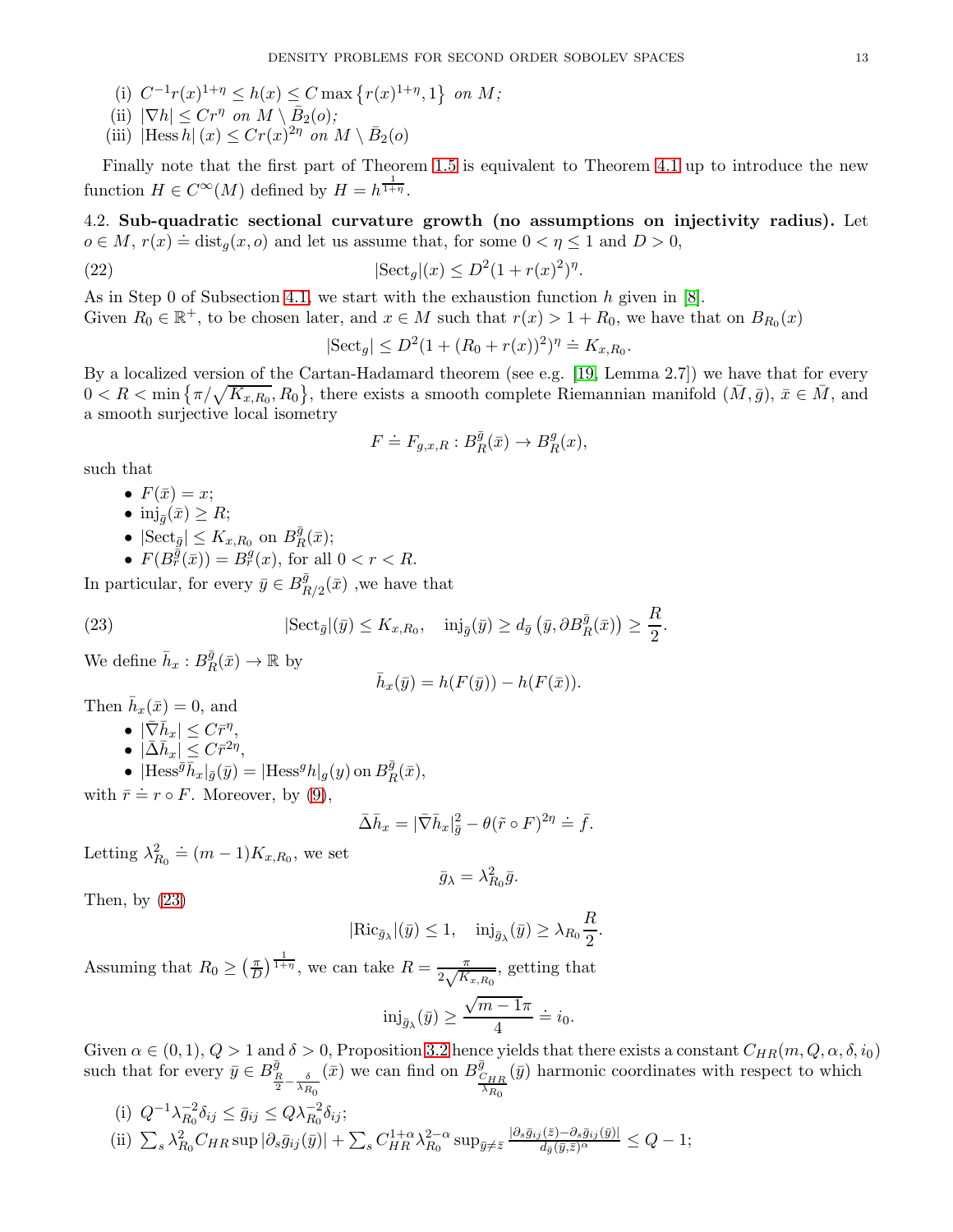(i) $C^{-1}r(x)^{1+\eta} \le h(x) \le C \max\left\{r(x)^{1+\eta}, 1\right\}$ *on* $M$;

(ii) $|\nabla h| \le C r^{\eta}$ *on* $M \setminus \bar{B}_2(o)$;

(iii) $|\mathrm{Hess}\, h|(x) \le C r(x)^{2\eta}$ *on* $M \setminus \bar{B}_2(o)$

Finally note that the first part of Theorem 1.5 is equivalent to Theorem 4.1 up to introduce the new function $H \in C^\infty(M)$ defined by $H = h^{\frac{1}{1+\eta}}$.

4.2. **Sub-quadratic sectional curvature growth (no assumptions on injectivity radius).** Let $o \in M$, $r(x) \doteq \mathrm{dist}_g(x, o)$ and let us assume that, for some $0 < \eta \le 1$ and $D > 0$,

$$|\mathrm{Sect}_g|(x) \le D^2(1 + r(x)^2)^{\eta}. \tag{22}$$

As in Step 0 of Subsection 4.1, we start with the exhaustion function $h$ given in [8].
Given $R_0 \in \mathbb{R}^+$, to be chosen later, and $x \in M$ such that $r(x) > 1 + R_0$, we have that on $B_{R_0}(x)$

$$|\mathrm{Sect}_g| \le D^2(1 + (R_0 + r(x))^2)^{\eta} \doteq K_{x,R_0}.$$

By a localized version of the Cartan-Hadamard theorem (see e.g. [19, Lemma 2.7]) we have that for every $0 < R < \min\left\{\pi/\sqrt{K_{x,R_0}}, R_0\right\}$, there exists a smooth complete Riemannian manifold $(\bar{M}, \bar{g})$, $\bar{x} \in \bar{M}$, and a smooth surjective local isometry

$$F \doteq F_{g,x,R} : B^{\bar{g}}_R(\bar{x}) \to B^g_R(x),$$

such that

- $F(\bar{x}) = x$;
- $\mathrm{inj}_{\bar{g}}(\bar{x}) \ge R$;
- $|\mathrm{Sect}_{\bar{g}}| \le K_{x,R_0}$ on $B^{\bar{g}}_R(\bar{x})$;
- $F(B^{\bar{g}}_r(\bar{x})) = B^g_r(x)$, for all $0 < r < R$.

In particular, for every $\bar{y} \in B^{\bar{g}}_{R/2}(\bar{x})$ ,we have that

$$|\mathrm{Sect}_{\bar{g}}|(\bar{y}) \le K_{x,R_0}, \quad \mathrm{inj}_{\bar{g}}(\bar{y}) \ge d_{\bar{g}}\left(\bar{y}, \partial B^{\bar{g}}_R(\bar{x})\right) \ge \frac{R}{2}. \tag{23}$$

We define $\bar{h}_x : B^{\bar{g}}_R(\bar{x}) \to \mathbb{R}$ by

$$\bar{h}_x(\bar{y}) = h(F(\bar{y})) - h(F(\bar{x})).$$

Then $\bar{h}_x(\bar{x}) = 0$, and

- $|\bar{\nabla}\bar{h}_x| \le C\bar{r}^{\eta}$,
- $|\bar{\Delta}\bar{h}_x| \le C\bar{r}^{2\eta}$,
- $|\mathrm{Hess}^{\bar{g}}\bar{h}_x|_{\bar{g}}(\bar{y}) = |\mathrm{Hess}^g h|_g(y)$ on $B^{\bar{g}}_R(\bar{x})$,

with $\bar{r} \doteq r \circ F$. Moreover, by (9),

$$\bar{\Delta}\bar{h}_x = |\bar{\nabla}\bar{h}_x|^2_{\bar{g}} - \theta(\tilde{r} \circ F)^{2\eta} \doteq \bar{f}.$$

Letting $\lambda^2_{R_0} \doteq (m-1)K_{x,R_0}$, we set

$$\bar{g}_\lambda = \lambda^2_{R_0}\bar{g}.$$

Then, by (23)

$$|\mathrm{Ric}_{\bar{g}_\lambda}|(\bar{y}) \le 1, \quad \mathrm{inj}_{\bar{g}_\lambda}(\bar{y}) \ge \lambda_{R_0}\frac{R}{2}.$$

Assuming that $R_0 \ge \left(\frac{\pi}{D}\right)^{\frac{1}{1+\eta}}$, we can take $R = \frac{\pi}{2\sqrt{K_{x,R_0}}}$, getting that

$$\mathrm{inj}_{\bar{g}_\lambda}(\bar{y}) \ge \frac{\sqrt{m-1}\pi}{4} \doteq i_0.$$

Given $\alpha \in (0,1)$, $Q > 1$ and $\delta > 0$, Proposition 3.2 hence yields that there exists a constant $C_{HR}(m, Q, \alpha, \delta, i_0)$ such that for every $\bar{y} \in B^{\bar{g}}_{\frac{R}{2} - \frac{\delta}{\lambda_{R_0}}}(\bar{x})$ we can find on $B^{\bar{g}}_{\frac{C_{HR}}{\lambda_{R_0}}}(\bar{y})$ harmonic coordinates with respect to which

(i) $Q^{-1}\lambda^{-2}_{R_0}\delta_{ij} \le \bar{g}_{ij} \le Q\lambda^{-2}_{R_0}\delta_{ij}$;

(ii) $\sum_s \lambda^2_{R_0} C_{HR} \sup |\partial_s \bar{g}_{ij}(\bar{y})| + \sum_s C^{1+\alpha}_{HR}\lambda^{2-\alpha}_{R_0} \sup_{\bar{y} \ne \bar{z}} \frac{|\partial_s \bar{g}_{ij}(\bar{z}) - \partial_s \bar{g}_{ij}(\bar{y})|}{d_{\bar{g}}(\bar{y}, \bar{z})^{\alpha}} \le Q - 1$;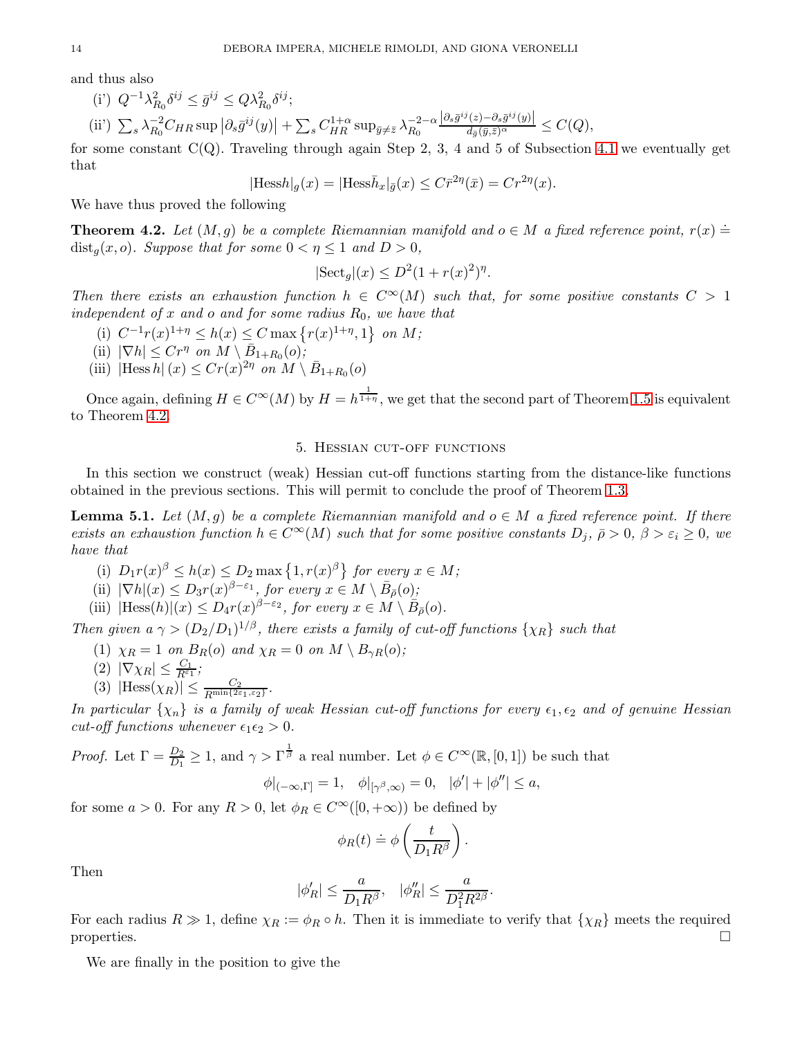and thus also

(i') $Q^{-1}\lambda_{R_0}^2\delta^{ij} \le \bar{g}^{ij} \le Q\lambda_{R_0}^2\delta^{ij}$;

(ii') $\sum_s \lambda_{R_0}^{-2} C_{HR} \sup\left|\partial_s \bar{g}^{ij}(y)\right| + \sum_s C_{HR}^{1+\alpha} \sup_{\bar{y}\neq\bar{z}} \lambda_{R_0}^{-2-\alpha} \frac{\left|\partial_s \bar{g}^{ij}(z) - \partial_s \bar{g}^{ij}(y)\right|}{d_{\bar{g}}(\bar{y},\bar{z})^\alpha} \le C(Q)$,

for some constant C(Q). Traveling through again Step 2, 3, 4 and 5 of Subsection 4.1 we eventually get that

$$|\mathrm{Hess} h|_g(x) = |\mathrm{Hess}\bar{h}_x|_{\bar{g}}(x) \le C\bar{r}^{2\eta}(\bar{x}) = Cr^{2\eta}(x).$$

We have thus proved the following

**Theorem 4.2.** *Let $(M,g)$ be a complete Riemannian manifold and $o \in M$ a fixed reference point, $r(x) \doteq \mathrm{dist}_g(x,o)$. Suppose that for some $0 < \eta \le 1$ and $D > 0$,*

$$|\mathrm{Sect}_g|(x) \le D^2(1 + r(x)^2)^\eta.$$

*Then there exists an exhaustion function $h \in C^\infty(M)$ such that, for some positive constants $C > 1$ independent of $x$ and $o$ and for some radius $R_0$, we have that*

(i) $C^{-1}r(x)^{1+\eta} \le h(x) \le C\max\left\{r(x)^{1+\eta}, 1\right\}$ *on $M$;*

(ii) $|\nabla h| \le Cr^\eta$ *on $M \setminus \bar{B}_{1+R_0}(o)$;*

(iii) $|\mathrm{Hess}\, h|(x) \le Cr(x)^{2\eta}$ *on $M \setminus \bar{B}_{1+R_0}(o)$*

Once again, defining $H \in C^\infty(M)$ by $H = h^{\frac{1}{1+\eta}}$, we get that the second part of Theorem 1.5 is equivalent to Theorem 4.2.

## 5. Hessian cut-off functions

In this section we construct (weak) Hessian cut-off functions starting from the distance-like functions obtained in the previous sections. This will permit to conclude the proof of Theorem 1.3.

**Lemma 5.1.** *Let $(M,g)$ be a complete Riemannian manifold and $o \in M$ a fixed reference point. If there exists an exhaustion function $h \in C^\infty(M)$ such that for some positive constants $D_j$, $\bar{\rho} > 0$, $\beta > \varepsilon_i \ge 0$, we have that*

(i) $D_1 r(x)^\beta \le h(x) \le D_2 \max\left\{1, r(x)^\beta\right\}$ *for every $x \in M$;*

(ii) $|\nabla h|(x) \le D_3 r(x)^{\beta-\varepsilon_1}$, *for every $x \in M \setminus \bar{B}_{\bar{\rho}}(o)$;*

(iii) $|\mathrm{Hess}(h)|(x) \le D_4 r(x)^{\beta-\varepsilon_2}$, *for every $x \in M \setminus \bar{B}_{\bar{\rho}}(o)$.*

*Then given a $\gamma > (D_2/D_1)^{1/\beta}$, there exists a family of cut-off functions $\{\chi_R\}$ such that*

(1) $\chi_R = 1$ *on $B_R(o)$ and $\chi_R = 0$ on $M \setminus B_{\gamma R}(o)$;*

(2) $|\nabla \chi_R| \le \frac{C_1}{R^{\varepsilon_1}}$;

(3) $|\mathrm{Hess}(\chi_R)| \le \frac{C_2}{R^{\min\{2\varepsilon_1, \varepsilon_2\}}}$.

*In particular $\{\chi_n\}$ is a family of weak Hessian cut-off functions for every $\epsilon_1, \epsilon_2$ and of genuine Hessian cut-off functions whenever $\epsilon_1\epsilon_2 > 0$.*

*Proof.* Let $\Gamma = \frac{D_2}{D_1} \ge 1$, and $\gamma > \Gamma^{\frac{1}{\beta}}$ a real number. Let $\phi \in C^\infty(\mathbb{R}, [0,1])$ be such that

$$\phi|_{(-\infty,\Gamma]} = 1, \quad \phi|_{[\gamma^\beta,\infty)} = 0, \quad |\phi'| + |\phi''| \le a,$$

for some $a > 0$. For any $R > 0$, let $\phi_R \in C^\infty([0,+\infty))$ be defined by

$$\phi_R(t) \doteq \phi\left(\frac{t}{D_1 R^\beta}\right).$$

Then

$$|\phi_R'| \le \frac{a}{D_1 R^\beta}, \quad |\phi_R''| \le \frac{a}{D_1^2 R^{2\beta}}.$$

For each radius $R \gg 1$, define $\chi_R := \phi_R \circ h$. Then it is immediate to verify that $\{\chi_R\}$ meets the required properties. $\square$

We are finally in the position to give the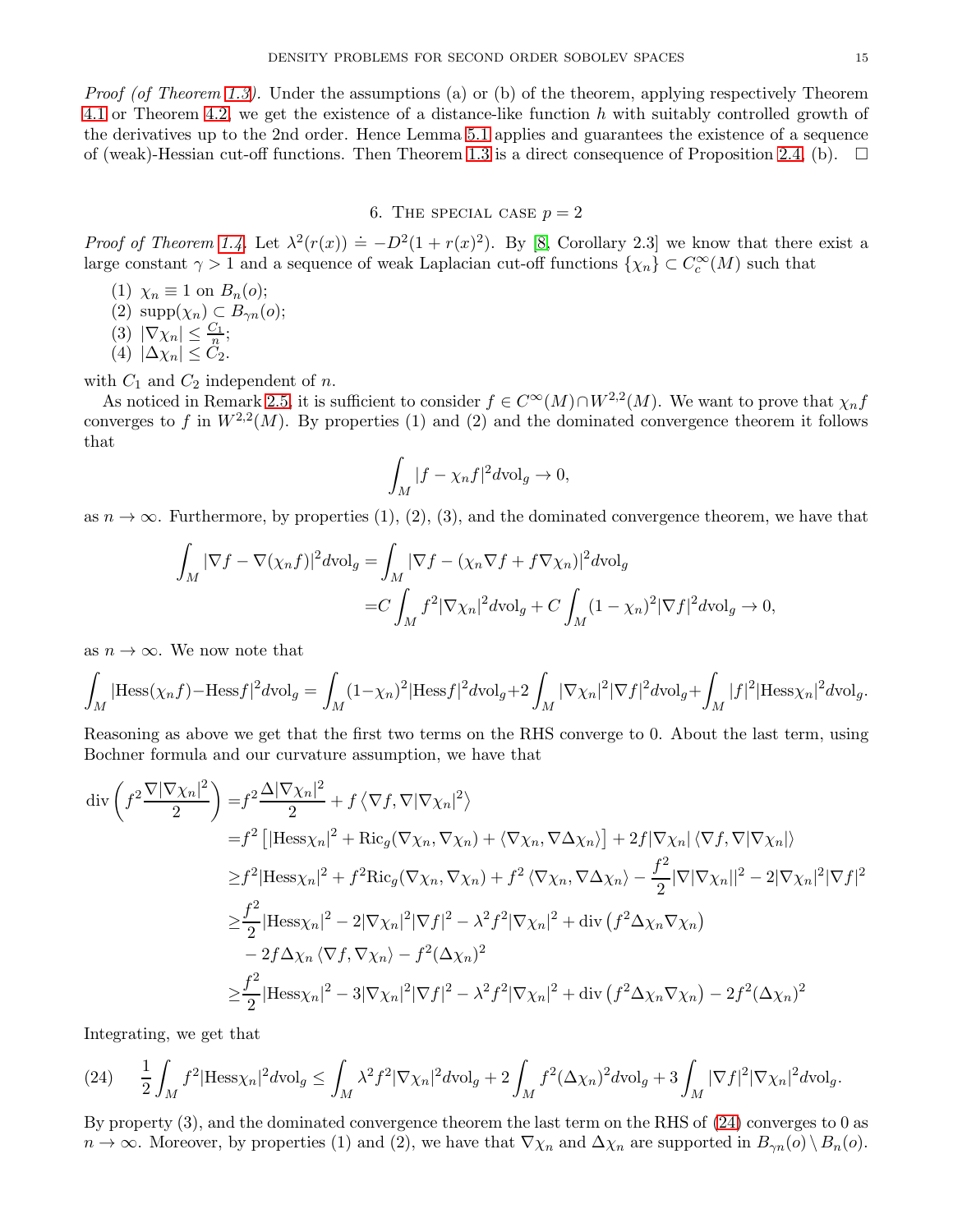*Proof (of Theorem 1.3).* Under the assumptions (a) or (b) of the theorem, applying respectively Theorem 4.1 or Theorem 4.2, we get the existence of a distance-like function $h$ with suitably controlled growth of the derivatives up to the 2nd order. Hence Lemma 5.1 applies and guarantees the existence of a sequence of (weak)-Hessian cut-off functions. Then Theorem 1.3 is a direct consequence of Proposition 2.4, (b). $\square$

## 6. The special case $p = 2$

*Proof of Theorem 1.4.* Let $\lambda^2(r(x)) \doteq -D^2(1 + r(x)^2)$. By [8, Corollary 2.3] we know that there exist a large constant $\gamma > 1$ and a sequence of weak Laplacian cut-off functions $\{\chi_n\} \subset C_c^\infty(M)$ such that

1. $\chi_n \equiv 1$ on $B_n(o)$;
2. $\mathrm{supp}(\chi_n) \subset B_{\gamma n}(o)$;
3. $|\nabla \chi_n| \leq \frac{C_1}{n}$;
4. $|\Delta \chi_n| \leq C_2$.

with $C_1$ and $C_2$ independent of $n$.

As noticed in Remark 2.5, it is sufficient to consider $f \in C^\infty(M) \cap W^{2,2}(M)$. We want to prove that $\chi_n f$ converges to $f$ in $W^{2,2}(M)$. By properties (1) and (2) and the dominated convergence theorem it follows that

$$\int_M |f - \chi_n f|^2 d\mathrm{vol}_g \to 0,$$

as $n \to \infty$. Furthermore, by properties (1), (2), (3), and the dominated convergence theorem, we have that

$$\begin{aligned}
\int_M |\nabla f - \nabla(\chi_n f)|^2 d\mathrm{vol}_g &= \int_M |\nabla f - (\chi_n \nabla f + f \nabla \chi_n)|^2 d\mathrm{vol}_g \\
&= C \int_M f^2 |\nabla \chi_n|^2 d\mathrm{vol}_g + C \int_M (1 - \chi_n)^2 |\nabla f|^2 d\mathrm{vol}_g \to 0,
\end{aligned}$$

as $n \to \infty$. We now note that

$$\int_M |\mathrm{Hess}(\chi_n f) - \mathrm{Hess} f|^2 d\mathrm{vol}_g = \int_M (1-\chi_n)^2 |\mathrm{Hess} f|^2 d\mathrm{vol}_g + 2\int_M |\nabla \chi_n|^2 |\nabla f|^2 d\mathrm{vol}_g + \int_M |f|^2 |\mathrm{Hess}\chi_n|^2 d\mathrm{vol}_g.$$

Reasoning as above we get that the first two terms on the RHS converge to 0. About the last term, using Bochner formula and our curvature assumption, we have that

$$\begin{aligned}
\mathrm{div}\left(f^2 \frac{\nabla |\nabla \chi_n|^2}{2}\right) =& f^2 \frac{\Delta |\nabla \chi_n|^2}{2} + f \left\langle \nabla f, \nabla |\nabla \chi_n|^2 \right\rangle \\
=& f^2 \left[ |\mathrm{Hess}\chi_n|^2 + \mathrm{Ric}_g(\nabla \chi_n, \nabla \chi_n) + \langle \nabla \chi_n, \nabla \Delta \chi_n \rangle \right] + 2f |\nabla \chi_n| \left\langle \nabla f, \nabla |\nabla \chi_n| \right\rangle \\
\geq& f^2 |\mathrm{Hess}\chi_n|^2 + f^2 \mathrm{Ric}_g(\nabla \chi_n, \nabla \chi_n) + f^2 \langle \nabla \chi_n, \nabla \Delta \chi_n \rangle - \frac{f^2}{2} |\nabla |\nabla \chi_n||^2 - 2|\nabla \chi_n|^2 |\nabla f|^2 \\
\geq& \frac{f^2}{2} |\mathrm{Hess}\chi_n|^2 - 2|\nabla \chi_n|^2 |\nabla f|^2 - \lambda^2 f^2 |\nabla \chi_n|^2 + \mathrm{div}\left(f^2 \Delta \chi_n \nabla \chi_n\right) \\
&- 2f \Delta \chi_n \langle \nabla f, \nabla \chi_n \rangle - f^2 (\Delta \chi_n)^2 \\
\geq& \frac{f^2}{2} |\mathrm{Hess}\chi_n|^2 - 3|\nabla \chi_n|^2 |\nabla f|^2 - \lambda^2 f^2 |\nabla \chi_n|^2 + \mathrm{div}\left(f^2 \Delta \chi_n \nabla \chi_n\right) - 2f^2 (\Delta \chi_n)^2
\end{aligned}$$

Integrating, we get that

$$\frac{1}{2} \int_M f^2 |\mathrm{Hess}\chi_n|^2 d\mathrm{vol}_g \leq \int_M \lambda^2 f^2 |\nabla \chi_n|^2 d\mathrm{vol}_g + 2\int_M f^2 (\Delta \chi_n)^2 d\mathrm{vol}_g + 3\int_M |\nabla f|^2 |\nabla \chi_n|^2 d\mathrm{vol}_g. \tag{24}$$

By property (3), and the dominated convergence theorem the last term on the RHS of (24) converges to 0 as $n \to \infty$. Moreover, by properties (1) and (2), we have that $\nabla \chi_n$ and $\Delta \chi_n$ are supported in $B_{\gamma n}(o) \setminus B_n(o)$.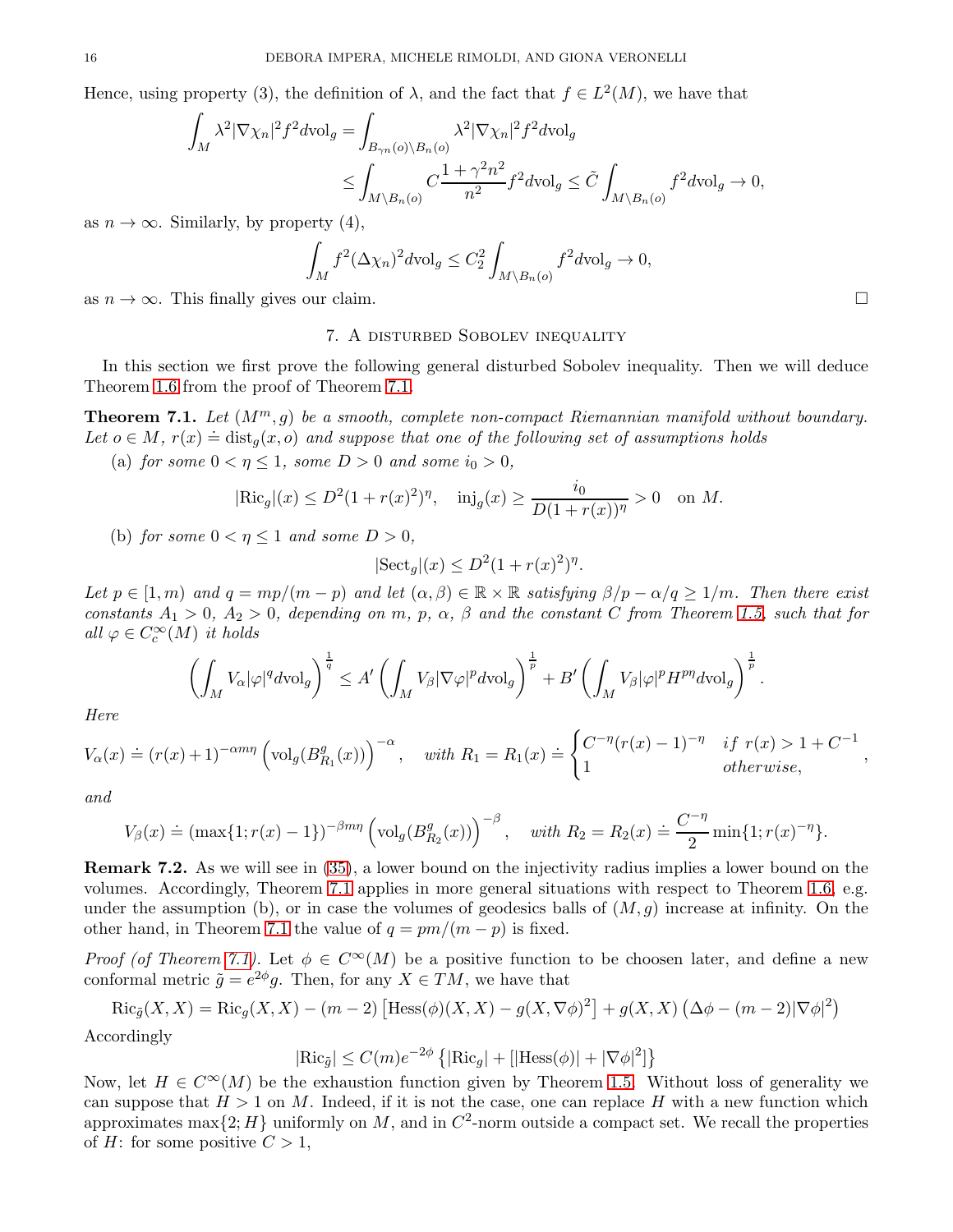Hence, using property (3), the definition of $\lambda$, and the fact that $f \in L^2(M)$, we have that

$$\int_M \lambda^2 |\nabla \chi_n|^2 f^2 d\mathrm{vol}_g = \int_{B_{\gamma n}(o)\setminus B_n(o)} \lambda^2 |\nabla \chi_n|^2 f^2 d\mathrm{vol}_g$$
$$\leq \int_{M\setminus B_n(o)} C\frac{1+\gamma^2 n^2}{n^2} f^2 d\mathrm{vol}_g \leq \tilde{C}\int_{M\setminus B_n(o)} f^2 d\mathrm{vol}_g \to 0,$$

as $n\to\infty$. Similarly, by property (4),

$$\int_M f^2 (\Delta\chi_n)^2 d\mathrm{vol}_g \leq C_2^2 \int_{M\setminus B_n(o)} f^2 d\mathrm{vol}_g \to 0,$$

as $n \to \infty$. This finally gives our claim. □

## 7. A disturbed Sobolev inequality

In this section we first prove the following general disturbed Sobolev inequality. Then we will deduce Theorem 1.6 from the proof of Theorem 7.1.

**Theorem 7.1.** *Let $(M^m, g)$ be a smooth, complete non-compact Riemannian manifold without boundary. Let $o \in M$, $r(x) \doteq \mathrm{dist}_g(x, o)$ and suppose that one of the following set of assumptions holds*

(a) *for some $0 < \eta \leq 1$, some $D > 0$ and some $i_0 > 0$,*

$$|\mathrm{Ric}_g|(x) \leq D^2(1 + r(x)^2)^\eta, \quad \mathrm{inj}_g(x) \geq \frac{i_0}{D(1+r(x))^\eta} > 0 \quad \text{on } M.$$

(b) *for some $0 < \eta \leq 1$ and some $D > 0$,*

$$|\mathrm{Sect}_g|(x) \leq D^2(1 + r(x)^2)^\eta.$$

*Let $p \in [1, m)$ and $q = mp/(m-p)$ and let $(\alpha, \beta) \in \mathbb{R}\times\mathbb{R}$ satisfying $\beta/p - \alpha/q \geq 1/m$. Then there exist constants $A_1 > 0$, $A_2 > 0$, depending on $m$, $p$, $\alpha$, $\beta$ and the constant $C$ from Theorem 1.5, such that for all $\varphi \in C^\infty_c(M)$ it holds*

$$\left(\int_M V_\alpha |\varphi|^q d\mathrm{vol}_g\right)^{\frac{1}{q}} \leq A' \left(\int_M V_\beta |\nabla\varphi|^p d\mathrm{vol}_g\right)^{\frac{1}{p}} + B' \left(\int_M V_\beta |\varphi|^p H^{p\eta} d\mathrm{vol}_g\right)^{\frac{1}{p}}.$$

*Here*

$$V_\alpha(x) \doteq (r(x)+1)^{-\alpha m\eta}\left(\mathrm{vol}_g(B^g_{R_1}(x))\right)^{-\alpha}, \quad \text{with } R_1 = R_1(x) \doteq \begin{cases} C^{-\eta}(r(x)-1)^{-\eta} & \text{if } r(x) > 1 + C^{-1} \\ 1 & \text{otherwise,}\end{cases},$$

*and*

$$V_\beta(x) \doteq (\max\{1; r(x)-1\})^{-\beta m\eta}\left(\mathrm{vol}_g(B^g_{R_2}(x))\right)^{-\beta}, \quad \text{with } R_2 = R_2(x) \doteq \frac{C^{-\eta}}{2}\min\{1; r(x)^{-\eta}\}.$$

**Remark 7.2.** As we will see in (35), a lower bound on the injectivity radius implies a lower bound on the volumes. Accordingly, Theorem 7.1 applies in more general situations with respect to Theorem 1.6, e.g. under the assumption (b), or in case the volumes of geodesics balls of $(M, g)$ increase at infinity. On the other hand, in Theorem 7.1 the value of $q = pm/(m-p)$ is fixed.

*Proof (of Theorem 7.1).* Let $\phi \in C^\infty(M)$ be a positive function to be choosen later, and define a new conformal metric $\tilde{g} = e^{2\phi}g$. Then, for any $X \in TM$, we have that

$$\mathrm{Ric}_{\tilde{g}}(X,X) = \mathrm{Ric}_g(X,X) - (m-2)\left[\mathrm{Hess}(\phi)(X,X) - g(X,\nabla\phi)^2\right] + g(X,X)\left(\Delta\phi - (m-2)|\nabla\phi|^2\right)$$

Accordingly

$$|\mathrm{Ric}_{\tilde{g}}| \leq C(m)e^{-2\phi}\left\{|\mathrm{Ric}_g| + [|\mathrm{Hess}(\phi)| + |\nabla\phi|^2]\right\}$$

Now, let $H \in C^\infty(M)$ be the exhaustion function given by Theorem 1.5. Without loss of generality we can suppose that $H > 1$ on $M$. Indeed, if it is not the case, one can replace $H$ with a new function which approximates $\max\{2; H\}$ uniformly on $M$, and in $C^2$-norm outside a compact set. We recall the properties of $H$: for some positive $C > 1$,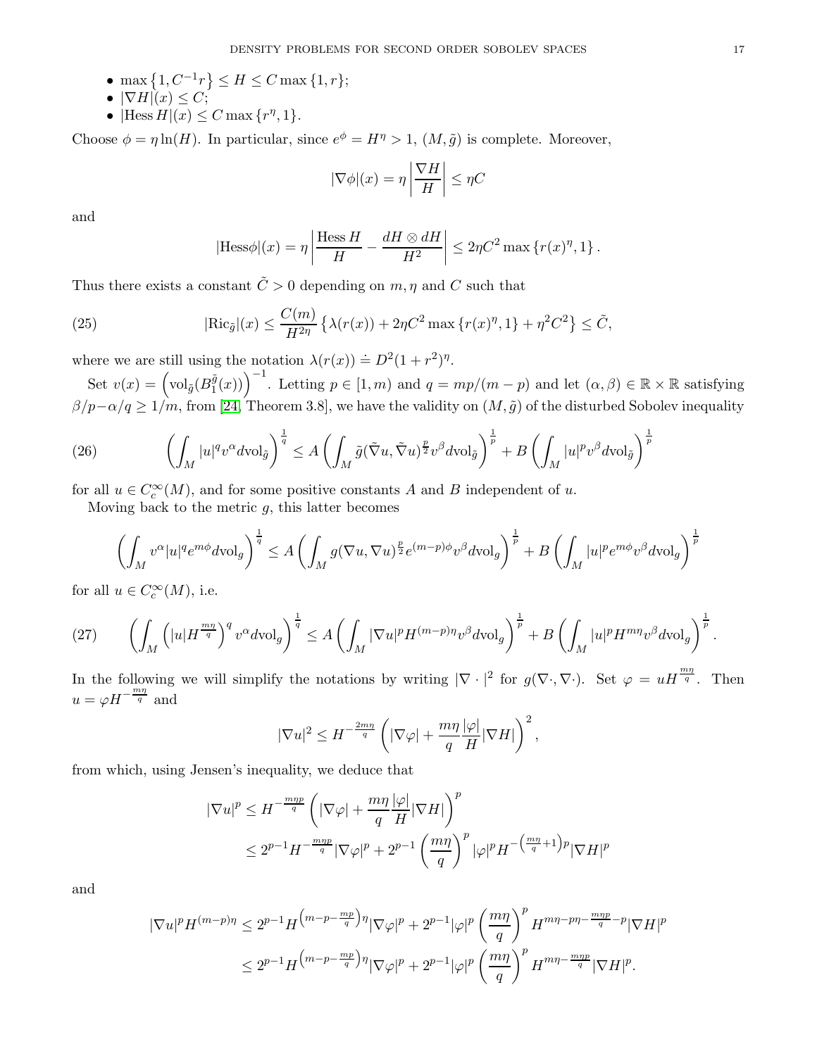- $\max\{1, C^{-1}r\} \le H \le C\max\{1, r\}$;
- $|\nabla H|(x) \le C$;
- $|\mathrm{Hess}\, H|(x) \le C\max\{r^\eta, 1\}$.

Choose $\phi = \eta \ln(H)$. In particular, since $e^\phi = H^\eta > 1$, $(M, \tilde{g})$ is complete. Moreover,

$$|\nabla\phi|(x) = \eta\left|\frac{\nabla H}{H}\right| \le \eta C$$

and

$$|\mathrm{Hess}\phi|(x) = \eta\left|\frac{\mathrm{Hess}\, H}{H} - \frac{dH\otimes dH}{H^2}\right| \le 2\eta C^2\max\{r(x)^\eta, 1\}.$$

Thus there exists a constant $\tilde{C} > 0$ depending on $m, \eta$ and $C$ such that

$$|\mathrm{Ric}_{\tilde{g}}|(x) \le \frac{C(m)}{H^{2\eta}}\left\{\lambda(r(x)) + 2\eta C^2\max\{r(x)^\eta, 1\} + \eta^2 C^2\right\} \le \tilde{C}, \tag{25}$$

where we are still using the notation $\lambda(r(x)) \doteq D^2(1+r^2)^\eta$.

Set $v(x) = \left(\mathrm{vol}_{\tilde{g}}(B_1^{\tilde{g}}(x))\right)^{-1}$. Letting $p \in [1, m)$ and $q = mp/(m-p)$ and let $(\alpha, \beta) \in \mathbb{R}\times\mathbb{R}$ satisfying $\beta/p - \alpha/q \ge 1/m$, from [24, Theorem 3.8], we have the validity on $(M, \tilde{g})$ of the disturbed Sobolev inequality

$$\left(\int_M |u|^q v^\alpha d\mathrm{vol}_{\tilde{g}}\right)^{\frac{1}{q}} \le A\left(\int_M \tilde{g}(\tilde{\nabla}u, \tilde{\nabla}u)^{\frac{p}{2}} v^\beta d\mathrm{vol}_{\tilde{g}}\right)^{\frac{1}{p}} + B\left(\int_M |u|^p v^\beta d\mathrm{vol}_{\tilde{g}}\right)^{\frac{1}{p}} \tag{26}$$

for all $u \in C_c^\infty(M)$, and for some positive constants $A$ and $B$ independent of $u$.

Moving back to the metric $g$, this latter becomes

$$\left(\int_M v^\alpha |u|^q e^{m\phi} d\mathrm{vol}_g\right)^{\frac{1}{q}} \le A\left(\int_M g(\nabla u, \nabla u)^{\frac{p}{2}} e^{(m-p)\phi} v^\beta d\mathrm{vol}_g\right)^{\frac{1}{p}} + B\left(\int_M |u|^p e^{m\phi} v^\beta d\mathrm{vol}_g\right)^{\frac{1}{p}}$$

for all $u \in C_c^\infty(M)$, i.e.

$$\left(\int_M \left(|u| H^{\frac{m\eta}{q}}\right)^q v^\alpha d\mathrm{vol}_g\right)^{\frac{1}{q}} \le A\left(\int_M |\nabla u|^p H^{(m-p)\eta} v^\beta d\mathrm{vol}_g\right)^{\frac{1}{p}} + B\left(\int_M |u|^p H^{m\eta} v^\beta d\mathrm{vol}_g\right)^{\frac{1}{p}}. \tag{27}$$

In the following we will simplify the notations by writing $|\nabla\cdot|^2$ for $g(\nabla\cdot, \nabla\cdot)$. Set $\varphi = uH^{\frac{m\eta}{q}}$. Then $u = \varphi H^{-\frac{m\eta}{q}}$ and

$$|\nabla u|^2 \le H^{-\frac{2m\eta}{q}}\left(|\nabla\varphi| + \frac{m\eta}{q}\frac{|\varphi|}{H}|\nabla H|\right)^2,$$

from which, using Jensen's inequality, we deduce that

$$\begin{aligned}
|\nabla u|^p &\le H^{-\frac{m\eta p}{q}}\left(|\nabla\varphi| + \frac{m\eta}{q}\frac{|\varphi|}{H}|\nabla H|\right)^p \\
&\le 2^{p-1} H^{-\frac{m\eta p}{q}}|\nabla\varphi|^p + 2^{p-1}\left(\frac{m\eta}{q}\right)^p |\varphi|^p H^{-\left(\frac{m\eta}{q}+1\right)p}|\nabla H|^p
\end{aligned}$$

and

$$\begin{aligned}
|\nabla u|^p H^{(m-p)\eta} &\le 2^{p-1} H^{\left(m-p-\frac{mp}{q}\right)\eta}|\nabla\varphi|^p + 2^{p-1}|\varphi|^p\left(\frac{m\eta}{q}\right)^p H^{m\eta - p\eta - \frac{m\eta p}{q} - p}|\nabla H|^p \\
&\le 2^{p-1} H^{\left(m-p-\frac{mp}{q}\right)\eta}|\nabla\varphi|^p + 2^{p-1}|\varphi|^p\left(\frac{m\eta}{q}\right)^p H^{m\eta - \frac{m\eta p}{q}}|\nabla H|^p.
\end{aligned}$$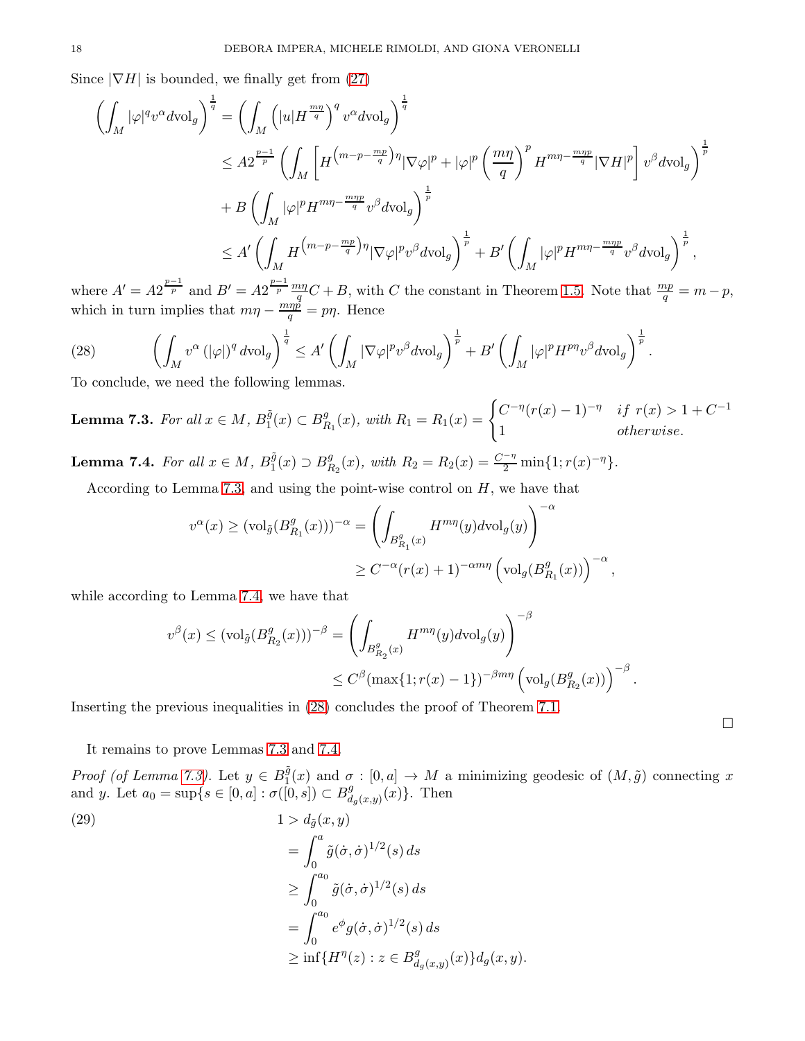Since $|\nabla H|$ is bounded, we finally get from (27)

$$
\begin{aligned}
\left(\int_M |\varphi|^q v^\alpha \mathrm{dvol}_g\right)^{\frac{1}{q}} &= \left(\int_M \left(|u| H^{\frac{m\eta}{q}}\right)^q v^\alpha \mathrm{dvol}_g\right)^{\frac{1}{q}} \\
&\leq A 2^{\frac{p-1}{p}} \left(\int_M \left[H^{\left(m-p-\frac{mp}{q}\right)\eta} |\nabla\varphi|^p + |\varphi|^p \left(\frac{m\eta}{q}\right)^p H^{m\eta - \frac{m\eta p}{q}} |\nabla H|^p\right] v^\beta \mathrm{dvol}_g\right)^{\frac{1}{p}} \\
&\quad + B\left(\int_M |\varphi|^p H^{m\eta - \frac{m\eta p}{q}} v^\beta \mathrm{dvol}_g\right)^{\frac{1}{p}} \\
&\leq A' \left(\int_M H^{\left(m-p-\frac{mp}{q}\right)\eta} |\nabla\varphi|^p v^\beta \mathrm{dvol}_g\right)^{\frac{1}{p}} + B' \left(\int_M |\varphi|^p H^{m\eta - \frac{m\eta p}{q}} v^\beta \mathrm{dvol}_g\right)^{\frac{1}{p}},
\end{aligned}
$$

where $A' = A2^{\frac{p-1}{p}}$ and $B' = A2^{\frac{p-1}{p}} \frac{m\eta}{q} C + B$, with $C$ the constant in Theorem 1.5. Note that $\frac{mp}{q} = m - p$, which in turn implies that $m\eta - \frac{m\eta p}{q} = p\eta$. Hence

$$
\left(\int_M v^\alpha \left(|\varphi|\right)^q \mathrm{dvol}_g\right)^{\frac{1}{q}} \leq A' \left(\int_M |\nabla\varphi|^p v^\beta \mathrm{dvol}_g\right)^{\frac{1}{p}} + B' \left(\int_M |\varphi|^p H^{p\eta} v^\beta \mathrm{dvol}_g\right)^{\frac{1}{p}}. \tag{28}
$$

To conclude, we need the following lemmas.

**Lemma 7.3.** *For all $x \in M$, $B_1^{\tilde{g}}(x) \subset B_{R_1}^g(x)$, with $R_1 = R_1(x) = \begin{cases} C^{-\eta}(r(x)-1)^{-\eta} & if\ r(x) > 1 + C^{-1} \\ 1 & otherwise. \end{cases}$*

**Lemma 7.4.** *For all $x \in M$, $B_1^{\tilde{g}}(x) \supset B_{R_2}^g(x)$, with $R_2 = R_2(x) = \frac{C^{-\eta}}{2}\min\{1; r(x)^{-\eta}\}$.*

According to Lemma 7.3, and using the point-wise control on $H$, we have that

$$
\begin{aligned}
v^\alpha(x) \geq (\mathrm{vol}_{\tilde{g}}(B_{R_1}^g(x)))^{-\alpha} &= \left(\int_{B_{R_1}^g(x)} H^{m\eta}(y) \mathrm{dvol}_g(y)\right)^{-\alpha} \\
&\geq C^{-\alpha}(r(x)+1)^{-\alpha m\eta} \left(\mathrm{vol}_g(B_{R_1}^g(x))\right)^{-\alpha},
\end{aligned}
$$

while according to Lemma 7.4, we have that

$$
\begin{aligned}
v^\beta(x) \leq (\mathrm{vol}_{\tilde{g}}(B_{R_2}^g(x)))^{-\beta} &= \left(\int_{B_{R_2}^g(x)} H^{m\eta}(y) \mathrm{dvol}_g(y)\right)^{-\beta} \\
&\leq C^\beta (\max\{1; r(x)-1\})^{-\beta m\eta} \left(\mathrm{vol}_g(B_{R_2}^g(x))\right)^{-\beta}.
\end{aligned}
$$

Inserting the previous inequalities in (28) concludes the proof of Theorem 7.1.

∎

It remains to prove Lemmas 7.3 and 7.4.

*Proof (of Lemma 7.3).* Let $y \in B_1^{\tilde{g}}(x)$ and $\sigma : [0,a] \to M$ a minimizing geodesic of $(M, \tilde{g})$ connecting $x$ and $y$. Let $a_0 = \sup\{s \in [0,a] : \sigma([0,s]) \subset B_{d_g(x,y)}^g(x)\}$. Then

$$
\begin{aligned}
1 &> d_{\tilde{g}}(x,y) \\
&= \int_0^a \tilde{g}(\dot{\sigma},\dot{\sigma})^{1/2}(s)\, ds \\
&\geq \int_0^{a_0} \tilde{g}(\dot{\sigma},\dot{\sigma})^{1/2}(s)\, ds \\
&= \int_0^{a_0} e^\phi g(\dot{\sigma},\dot{\sigma})^{1/2}(s)\, ds \\
&\geq \inf\{H^\eta(z) : z \in B_{d_g(x,y)}^g(x)\} d_g(x,y).
\end{aligned} \tag{29}
$$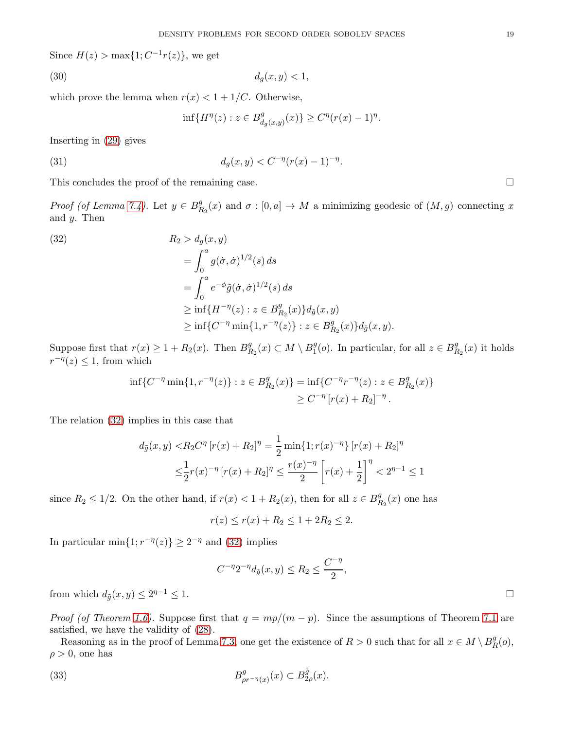Since $H(z) > \max\{1; C^{-1}r(z)\}$, we get

$$d_g(x,y) < 1, \tag{30}$$

which prove the lemma when $r(x) < 1 + 1/C$. Otherwise,

$$\inf\{H^\eta(z) : z \in B^g_{d_g(x,y)}(x)\} \geq C^\eta (r(x)-1)^\eta.$$

Inserting in (29) gives

$$d_g(x,y) < C^{-\eta}(r(x)-1)^{-\eta}. \tag{31}$$

This concludes the proof of the remaining case. $\square$

*Proof (of Lemma 7.4).* Let $y \in B^g_{R_2}(x)$ and $\sigma : [0,a] \to M$ a minimizing geodesic of $(M,g)$ connecting $x$ and $y$. Then

$$\begin{aligned}
R_2 &> d_g(x,y) \\
&= \int_0^a g(\dot\sigma,\dot\sigma)^{1/2}(s)\,ds \\
&= \int_0^a e^{-\phi}\tilde g(\dot\sigma,\dot\sigma)^{1/2}(s)\,ds \\
&\geq \inf\{H^{-\eta}(z) : z \in B^g_{R_2}(x)\} d_{\tilde g}(x,y) \\
&\geq \inf\{C^{-\eta}\min\{1, r^{-\eta}(z)\} : z \in B^g_{R_2}(x)\} d_{\tilde g}(x,y).
\end{aligned} \tag{32}$$

Suppose first that $r(x) \geq 1 + R_2(x)$. Then $B^g_{R_2}(x) \subset M \setminus B^g_1(o)$. In particular, for all $z \in B^g_{R_2}(x)$ it holds $r^{-\eta}(z) \leq 1$, from which

$$\begin{aligned}
\inf\{C^{-\eta}\min\{1, r^{-\eta}(z)\} : z \in B^g_{R_2}(x)\} &= \inf\{C^{-\eta}r^{-\eta}(z) : z \in B^g_{R_2}(x)\} \\
&\geq C^{-\eta}\left[r(x)+R_2\right]^{-\eta}.
\end{aligned}$$

The relation (32) implies in this case that

$$\begin{aligned}
d_{\tilde g}(x,y) <& R_2 C^\eta \left[r(x)+R_2\right]^\eta = \frac{1}{2}\min\{1; r(x)^{-\eta}\}\left[r(x)+R_2\right]^\eta \\
\leq& \frac{1}{2}r(x)^{-\eta}\left[r(x)+R_2\right]^\eta \leq \frac{r(x)^{-\eta}}{2}\left[r(x)+\frac{1}{2}\right]^\eta < 2^{\eta-1} \leq 1
\end{aligned}$$

since $R_2 \leq 1/2$. On the other hand, if $r(x) < 1 + R_2(x)$, then for all $z \in B^g_{R_2}(x)$ one has

$$r(z) \leq r(x) + R_2 \leq 1 + 2R_2 \leq 2.$$

In particular $\min\{1; r^{-\eta}(z)\} \geq 2^{-\eta}$ and (32) implies

$$C^{-\eta}2^{-\eta}d_{\tilde g}(x,y) \leq R_2 \leq \frac{C^{-\eta}}{2},$$

from which $d_{\tilde g}(x,y) \leq 2^{\eta-1} \leq 1$. $\square$

*Proof (of Theorem 1.6).* Suppose first that $q = mp/(m-p)$. Since the assumptions of Theorem 7.1 are satisfied, we have the validity of (28).

Reasoning as in the proof of Lemma 7.3, one get the existence of $R > 0$ such that for all $x \in M \setminus B^g_R(o)$, $\rho > 0$, one has

$$B^g_{\rho r^{-\eta}(x)}(x) \subset B^{\tilde g}_{2\rho}(x). \tag{33}$$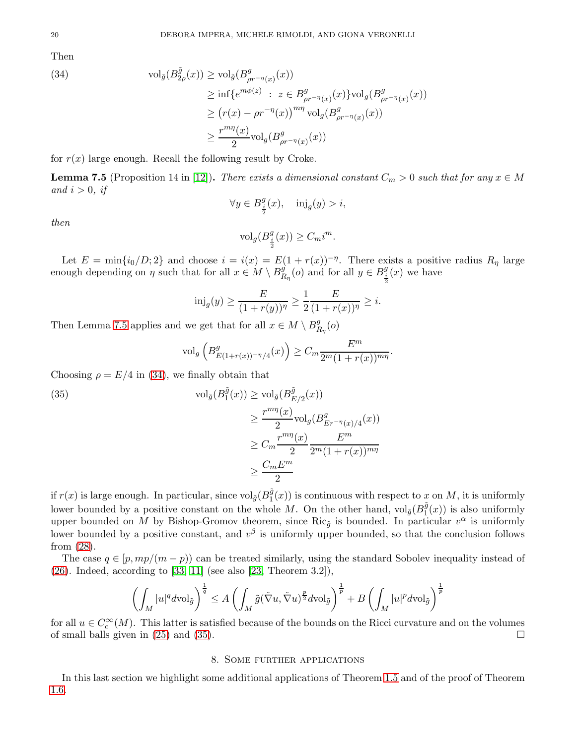Then

$$
\begin{aligned}
\mathrm{vol}_{\tilde g}(B^{\tilde g}_{2\rho}(x)) &\geq \mathrm{vol}_{\tilde g}(B^{g}_{\rho r^{-\eta}(x)}(x)) \\
&\geq \inf\{e^{m\phi(z)} \;:\; z\in B^{g}_{\rho r^{-\eta}(x)}(x)\}\mathrm{vol}_{g}(B^{g}_{\rho r^{-\eta}(x)}(x)) \\
&\geq \left(r(x)-\rho r^{-\eta}(x)\right)^{m\eta}\mathrm{vol}_{g}(B^{g}_{\rho r^{-\eta}(x)}(x)) \\
&\geq \frac{r^{m\eta}(x)}{2}\mathrm{vol}_{g}(B^{g}_{\rho r^{-\eta}(x)}(x))
\end{aligned}
\tag{34}
$$

for $r(x)$ large enough. Recall the following result by Croke.

**Lemma 7.5** (Proposition 14 in [12]). *There exists a dimensional constant $C_m>0$ such that for any $x\in M$ and $i>0$, if*

$$
\forall y\in B^{g}_{\frac{i}{2}}(x),\quad \mathrm{inj}_g(y)>i,
$$

*then*

$$
\mathrm{vol}_g(B^{g}_{\frac{i}{2}}(x))\geq C_m i^m.
$$

Let $E=\min\{i_0/D;2\}$ and choose $i=i(x)=E(1+r(x))^{-\eta}$. There exists a positive radius $R_\eta$ large enough depending on $\eta$ such that for all $x\in M\setminus B^{g}_{R_\eta}(o)$ and for all $y\in B^{g}_{\frac{i}{2}}(x)$ we have

$$
\mathrm{inj}_g(y)\geq \frac{E}{(1+r(y))^{\eta}}\geq \frac{1}{2}\frac{E}{(1+r(x))^{\eta}}\geq i.
$$

Then Lemma 7.5 applies and we get that for all $x\in M\setminus B^{g}_{R_\eta}(o)$

$$
\mathrm{vol}_g\left(B^{g}_{E(1+r(x))^{-\eta}/4}(x)\right)\geq C_m\frac{E^m}{2^m(1+r(x))^{m\eta}}.
$$

Choosing $\rho=E/4$ in (34), we finally obtain that

$$
\begin{aligned}
\mathrm{vol}_{\tilde g}(B^{\tilde g}_{1}(x)) &\geq \mathrm{vol}_{\tilde g}(B^{\tilde g}_{E/2}(x)) \\
&\geq \frac{r^{m\eta}(x)}{2}\mathrm{vol}_{g}(B^{g}_{Er^{-\eta}(x)/4}(x)) \\
&\geq C_m\frac{r^{m\eta}(x)}{2}\frac{E^m}{2^m(1+r(x))^{m\eta}} \\
&\geq \frac{C_mE^m}{2}
\end{aligned}
\tag{35}
$$

if $r(x)$ is large enough. In particular, since $\mathrm{vol}_{\tilde g}(B^{\tilde g}_1(x))$ is continuous with respect to $x$ on $M$, it is uniformly lower bounded by a positive constant on the whole $M$. On the other hand, $\mathrm{vol}_{\tilde g}(B^{\tilde g}_1(x))$ is also uniformly upper bounded on $M$ by Bishop-Gromov theorem, since $\mathrm{Ric}_{\tilde g}$ is bounded. In particular $v^\alpha$ is uniformly lower bounded by a positive constant, and $v^\beta$ is uniformly upper bounded, so that the conclusion follows from (28).

The case $q\in[p,mp/(m-p))$ can be treated similarly, using the standard Sobolev inequality instead of (26). Indeed, according to [33, 11] (see also [23, Theorem 3.2]),

$$
\left(\int_M |u|^q d\mathrm{vol}_{\tilde g}\right)^{\frac{1}{q}}\leq A\left(\int_M \tilde g(\tilde\nabla u,\tilde\nabla u)^{\frac{p}{2}}d\mathrm{vol}_{\tilde g}\right)^{\frac{1}{p}}+B\left(\int_M |u|^p d\mathrm{vol}_{\tilde g}\right)^{\frac{1}{p}}
$$

for all $u\in C^\infty_c(M)$. This latter is satisfied because of the bounds on the Ricci curvature and on the volumes of small balls given in (25) and (35). $\square$

## 8. Some further applications

In this last section we highlight some additional applications of Theorem 1.5 and of the proof of Theorem 1.6.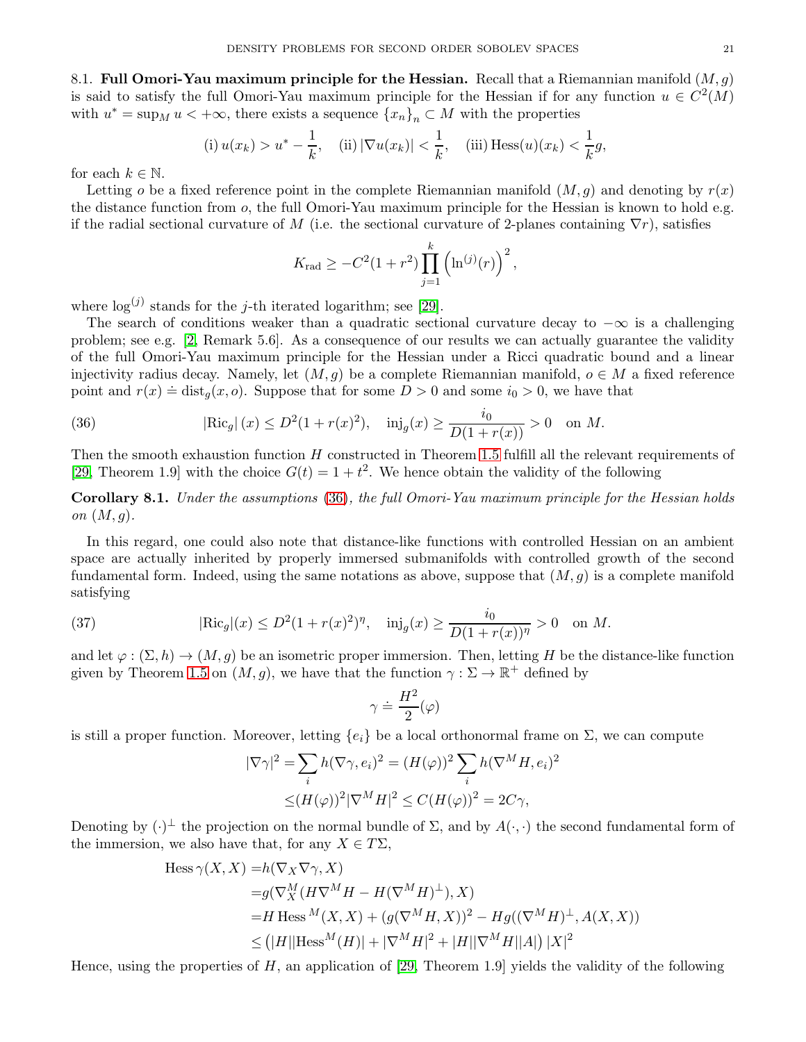8.1. **Full Omori-Yau maximum principle for the Hessian.** Recall that a Riemannian manifold $(M, g)$ is said to satisfy the full Omori-Yau maximum principle for the Hessian if for any function $u \in C^2(M)$ with $u^* = \sup_M u < +\infty$, there exists a sequence $\{x_n\}_n \subset M$ with the properties

$$\text{(i)}\, u(x_k) > u^* - \frac{1}{k}, \quad \text{(ii)}\, |\nabla u(x_k)| < \frac{1}{k}, \quad \text{(iii)}\, \operatorname{Hess}(u)(x_k) < \frac{1}{k} g,$$

for each $k \in \mathbb{N}$.

Letting $o$ be a fixed reference point in the complete Riemannian manifold $(M, g)$ and denoting by $r(x)$ the distance function from $o$, the full Omori-Yau maximum principle for the Hessian is known to hold e.g. if the radial sectional curvature of $M$ (i.e. the sectional curvature of 2-planes containing $\nabla r$), satisfies

$$K_{\text{rad}} \geq -C^2(1 + r^2) \prod_{j=1}^{k} \left( \ln^{(j)}(r) \right)^2,$$

where $\log^{(j)}$ stands for the $j$-th iterated logarithm; see [29].

The search of conditions weaker than a quadratic sectional curvature decay to $-\infty$ is a challenging problem; see e.g. [2, Remark 5.6]. As a consequence of our results we can actually guarantee the validity of the full Omori-Yau maximum principle for the Hessian under a Ricci quadratic bound and a linear injectivity radius decay. Namely, let $(M, g)$ be a complete Riemannian manifold, $o \in M$ a fixed reference point and $r(x) \doteq \operatorname{dist}_g(x, o)$. Suppose that for some $D > 0$ and some $i_0 > 0$, we have that

$$|\operatorname{Ric}_g|(x) \leq D^2(1 + r(x)^2), \quad \operatorname{inj}_g(x) \geq \frac{i_0}{D(1 + r(x))} > 0 \quad \text{on } M. \tag{36}$$

Then the smooth exhaustion function $H$ constructed in Theorem 1.5 fulfill all the relevant requirements of [29, Theorem 1.9] with the choice $G(t) = 1 + t^2$. We hence obtain the validity of the following

**Corollary 8.1.** *Under the assumptions (36), the full Omori-Yau maximum principle for the Hessian holds on $(M, g)$.*

In this regard, one could also note that distance-like functions with controlled Hessian on an ambient space are actually inherited by properly immersed submanifolds with controlled growth of the second fundamental form. Indeed, using the same notations as above, suppose that $(M, g)$ is a complete manifold satisfying

$$|\operatorname{Ric}_g|(x) \leq D^2(1 + r(x)^2)^\eta, \quad \operatorname{inj}_g(x) \geq \frac{i_0}{D(1 + r(x))^\eta} > 0 \quad \text{on } M. \tag{37}$$

and let $\varphi : (\Sigma, h) \to (M, g)$ be an isometric proper immersion. Then, letting $H$ be the distance-like function given by Theorem 1.5 on $(M, g)$, we have that the function $\gamma : \Sigma \to \mathbb{R}^+$ defined by

$$\gamma \doteq \frac{H^2}{2}(\varphi)$$

is still a proper function. Moreover, letting $\{e_i\}$ be a local orthonormal frame on $\Sigma$, we can compute

$$\begin{aligned}
|\nabla \gamma|^2 = &\sum_i h(\nabla \gamma, e_i)^2 = (H(\varphi))^2 \sum_i h(\nabla^M H, e_i)^2 \\
\leq &(H(\varphi))^2 |\nabla^M H|^2 \leq C(H(\varphi))^2 = 2C\gamma,
\end{aligned}$$

Denoting by $(\cdot)^\perp$ the projection on the normal bundle of $\Sigma$, and by $A(\cdot, \cdot)$ the second fundamental form of the immersion, we also have that, for any $X \in T\Sigma$,

$$\begin{aligned}
\operatorname{Hess} \gamma(X, X) =& h(\nabla_X \nabla \gamma, X) \\
=& g(\nabla^M_X (H \nabla^M H - H(\nabla^M H)^\perp), X) \\
=& H \operatorname{Hess}^M(X, X) + (g(\nabla^M H, X))^2 - H g((\nabla^M H)^\perp, A(X, X)) \\
\leq& \left( |H| |\operatorname{Hess}^M(H)| + |\nabla^M H|^2 + |H| |\nabla^M H| |A| \right) |X|^2
\end{aligned}$$

Hence, using the properties of $H$, an application of [29, Theorem 1.9] yields the validity of the following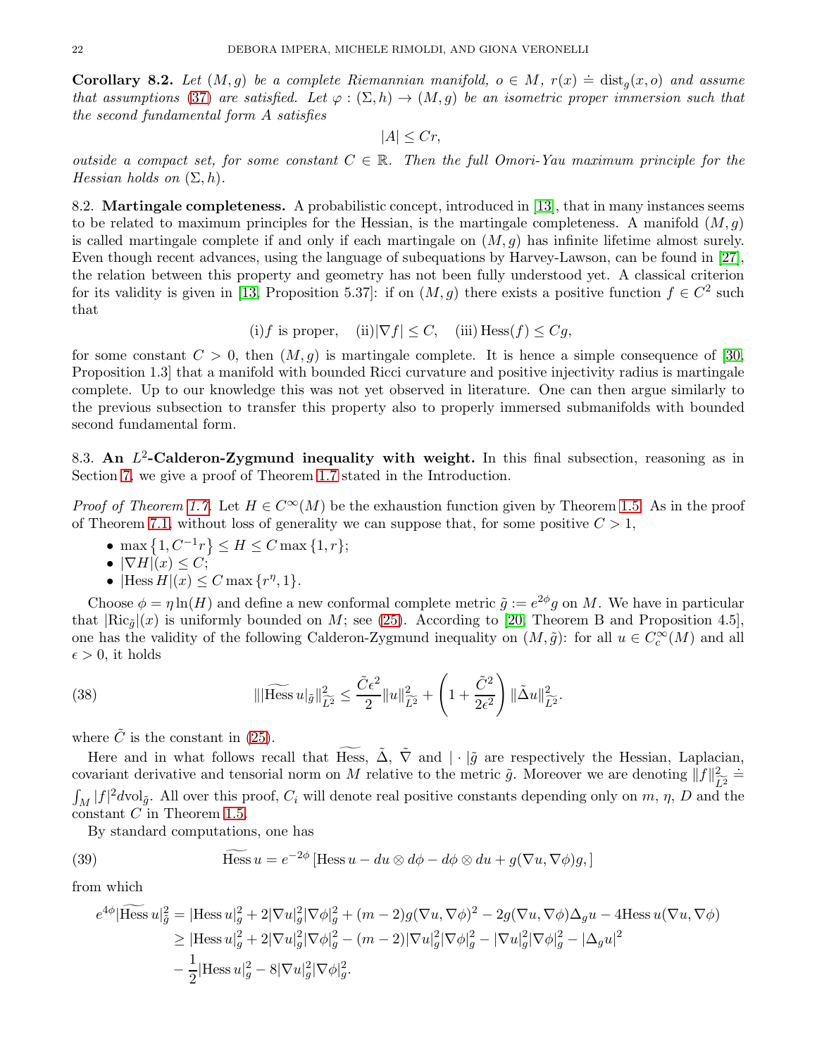**Corollary 8.2.** *Let $(M,g)$ be a complete Riemannian manifold, $o \in M$, $r(x) \doteq \mathrm{dist}_g(x,o)$ and assume that assumptions (37) are satisfied. Let $\varphi : (\Sigma,h) \to (M,g)$ be an isometric proper immersion such that the second fundamental form $A$ satisfies*

$$|A| \le Cr,$$

*outside a compact set, for some constant $C \in \mathbb{R}$. Then the full Omori-Yau maximum principle for the Hessian holds on $(\Sigma,h)$.*

8.2. **Martingale completeness.** A probabilistic concept, introduced in [13], that in many instances seems to be related to maximum principles for the Hessian, is the martingale completeness. A manifold $(M,g)$ is called martingale complete if and only if each martingale on $(M,g)$ has infinite lifetime almost surely. Even though recent advances, using the language of subequations by Harvey-Lawson, can be found in [27], the relation between this property and geometry has not been fully understood yet. A classical criterion for its validity is given in [13, Proposition 5.37]: if on $(M,g)$ there exists a positive function $f \in C^2$ such that

$$\text{(i)} f \text{ is proper}, \quad \text{(ii)} |\nabla f| \le C, \quad \text{(iii)} \operatorname{Hess}(f) \le Cg,$$

for some constant $C > 0$, then $(M,g)$ is martingale complete. It is hence a simple consequence of [30, Proposition 1.3] that a manifold with bounded Ricci curvature and positive injectivity radius is martingale complete. Up to our knowledge this was not yet observed in literature. One can then argue similarly to the previous subsection to transfer this property also to properly immersed submanifolds with bounded second fundamental form.

8.3. **An $L^2$-Calderon-Zygmund inequality with weight.** In this final subsection, reasoning as in Section 7, we give a proof of Theorem 1.7 stated in the Introduction.

*Proof of Theorem 1.7.* Let $H \in C^\infty(M)$ be the exhaustion function given by Theorem 1.5. As in the proof of Theorem 7.1, without loss of generality we can suppose that, for some positive $C > 1$,

- $\max\{1, C^{-1}r\} \le H \le C\max\{1,r\}$;
- $|\nabla H|(x) \le C$;
- $|\operatorname{Hess} H|(x) \le C\max\{r^\eta, 1\}$.

Choose $\phi = \eta \ln(H)$ and define a new conformal complete metric $\tilde g := e^{2\phi}g$ on $M$. We have in particular that $|\mathrm{Ric}_{\tilde g}|(x)$ is uniformly bounded on $M$; see (25). According to [20, Theorem B and Proposition 4.5], one has the validity of the following Calderon-Zygmund inequality on $(M,\tilde g)$: for all $u \in C_c^\infty(M)$ and all $\epsilon > 0$, it holds

$$\| |\widetilde{\operatorname{Hess}}\, u|_{\tilde g} \|^2_{\widetilde{L^2}} \le \frac{\tilde C \epsilon^2}{2}\|u\|^2_{\widetilde{L^2}} + \left(1 + \frac{\tilde C^2}{2\epsilon^2}\right)\|\tilde\Delta u\|^2_{\widetilde{L^2}}. \tag{38}$$

where $\tilde C$ is the constant in (25).

Here and in what follows recall that $\widetilde{\operatorname{Hess}}$, $\tilde\Delta$, $\tilde\nabla$ and $|\cdot|_{\tilde g}$ are respectively the Hessian, Laplacian, covariant derivative and tensorial norm on $M$ relative to the metric $\tilde g$. Moreover we are denoting $\|f\|^2_{\widetilde{L^2}} \doteq \int_M |f|^2 d\mathrm{vol}_{\tilde g}$. All over this proof, $C_i$ will denote real positive constants depending only on $m$, $\eta$, $D$ and the constant $C$ in Theorem 1.5.

By standard computations, one has

$$\widetilde{\operatorname{Hess}}\, u = e^{-2\phi}\left[\operatorname{Hess} u - du \otimes d\phi - d\phi \otimes du + g(\nabla u, \nabla\phi)g,\right] \tag{39}$$

from which

$$\begin{aligned}
e^{4\phi}|\widetilde{\operatorname{Hess}}\, u|^2_{\tilde g} &= |\operatorname{Hess} u|^2_g + 2|\nabla u|^2_g|\nabla\phi|^2_g + (m-2)g(\nabla u,\nabla\phi)^2 - 2g(\nabla u,\nabla\phi)\Delta_g u - 4\operatorname{Hess} u(\nabla u,\nabla\phi)\\
&\ge |\operatorname{Hess} u|^2_g + 2|\nabla u|^2_g|\nabla\phi|^2_g - (m-2)|\nabla u|^2_g|\nabla\phi|^2_g - |\nabla u|^2_g|\nabla\phi|^2_g - |\Delta_g u|^2\\
&\quad - \frac{1}{2}|\operatorname{Hess} u|^2_g - 8|\nabla u|^2_g|\nabla\phi|^2_g.
\end{aligned}$$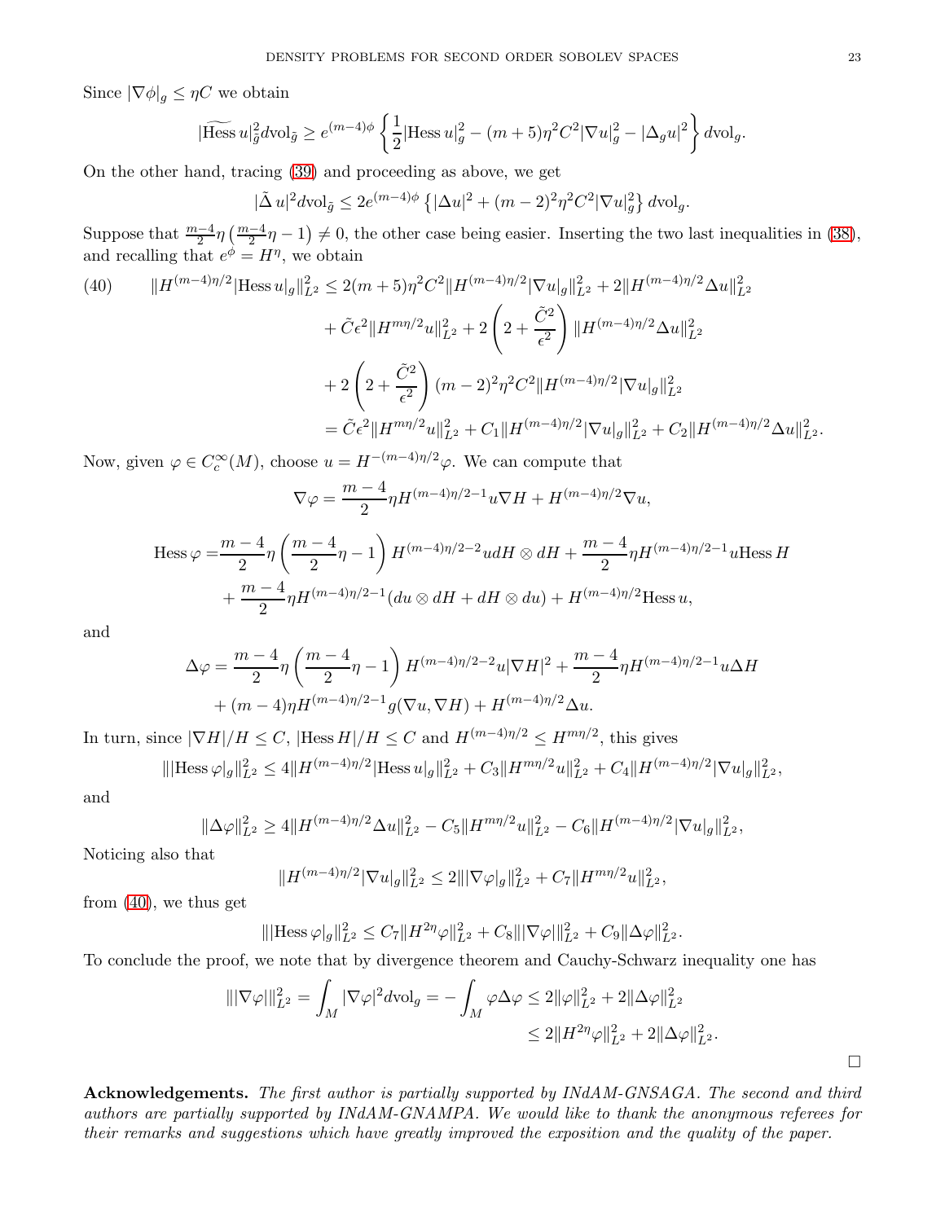Since $|\nabla \phi|_g \leq \eta C$ we obtain

$$|\widetilde{\operatorname{Hess}}\, u|_{\tilde g}^2 d\mathrm{vol}_{\tilde g} \geq e^{(m-4)\phi}\left\{\frac{1}{2}|\operatorname{Hess} u|_g^2 - (m+5)\eta^2 C^2 |\nabla u|_g^2 - |\Delta_g u|^2\right\} d\mathrm{vol}_g.$$

On the other hand, tracing (39) and proceeding as above, we get

$$|\tilde\Delta\, u|^2 d\mathrm{vol}_{\tilde g} \leq 2e^{(m-4)\phi}\left\{|\Delta u|^2 + (m-2)^2\eta^2 C^2 |\nabla u|_g^2\right\} d\mathrm{vol}_g.$$

Suppose that $\frac{m-4}{2}\eta\left(\frac{m-4}{2}\eta - 1\right) \neq 0$, the other case being easier. Inserting the two last inequalities in (38), and recalling that $e^{\phi} = H^{\eta}$, we obtain

$$
\begin{aligned}
(40)\qquad \|H^{(m-4)\eta/2}|\operatorname{Hess} u|_g\|_{L^2}^2 &\leq 2(m+5)\eta^2 C^2 \|H^{(m-4)\eta/2}|\nabla u|_g\|_{L^2}^2 + 2\|H^{(m-4)\eta/2}\Delta u\|_{L^2}^2 \\
&\quad + \tilde C\epsilon^2 \|H^{m\eta/2}u\|_{L^2}^2 + 2\left(2 + \frac{\tilde C^2}{\epsilon^2}\right)\|H^{(m-4)\eta/2}\Delta u\|_{L^2}^2 \\
&\quad + 2\left(2 + \frac{\tilde C^2}{\epsilon^2}\right)(m-2)^2\eta^2 C^2 \|H^{(m-4)\eta/2}|\nabla u|_g\|_{L^2}^2 \\
&= \tilde C\epsilon^2 \|H^{m\eta/2}u\|_{L^2}^2 + C_1\|H^{(m-4)\eta/2}|\nabla u|_g\|_{L^2}^2 + C_2\|H^{(m-4)\eta/2}\Delta u\|_{L^2}^2.
\end{aligned}
$$

Now, given $\varphi \in C_c^\infty(M)$, choose $u = H^{-(m-4)\eta/2}\varphi$. We can compute that

$$\nabla\varphi = \frac{m-4}{2}\eta H^{(m-4)\eta/2-1}u\nabla H + H^{(m-4)\eta/2}\nabla u,$$

$$
\begin{aligned}
\operatorname{Hess}\varphi =& \frac{m-4}{2}\eta\left(\frac{m-4}{2}\eta - 1\right)H^{(m-4)\eta/2-2}u\, dH\otimes dH + \frac{m-4}{2}\eta H^{(m-4)\eta/2-1}u\operatorname{Hess} H \\
&+ \frac{m-4}{2}\eta H^{(m-4)\eta/2-1}(du\otimes dH + dH\otimes du) + H^{(m-4)\eta/2}\operatorname{Hess} u,
\end{aligned}
$$

and

$$
\begin{aligned}
\Delta\varphi =& \frac{m-4}{2}\eta\left(\frac{m-4}{2}\eta - 1\right)H^{(m-4)\eta/2-2}u|\nabla H|^2 + \frac{m-4}{2}\eta H^{(m-4)\eta/2-1}u\Delta H \\
&+ (m-4)\eta H^{(m-4)\eta/2-1}g(\nabla u, \nabla H) + H^{(m-4)\eta/2}\Delta u.
\end{aligned}
$$

In turn, since $|\nabla H|/H \leq C$, $|\operatorname{Hess} H|/H \leq C$ and $H^{(m-4)\eta/2} \leq H^{m\eta/2}$, this gives

$$\||\operatorname{Hess}\varphi|_g\|_{L^2}^2 \leq 4\|H^{(m-4)\eta/2}|\operatorname{Hess} u|_g\|_{L^2}^2 + C_3\|H^{m\eta/2}u\|_{L^2}^2 + C_4\|H^{(m-4)\eta/2}|\nabla u|_g\|_{L^2}^2,$$

and

$$\|\Delta\varphi\|_{L^2}^2 \geq 4\|H^{(m-4)\eta/2}\Delta u\|_{L^2}^2 - C_5\|H^{m\eta/2}u\|_{L^2}^2 - C_6\|H^{(m-4)\eta/2}|\nabla u|_g\|_{L^2}^2,$$

Noticing also that

$$\|H^{(m-4)\eta/2}|\nabla u|_g\|_{L^2}^2 \leq 2\||\nabla\varphi|_g\|_{L^2}^2 + C_7\|H^{m\eta/2}u\|_{L^2}^2,$$

from (40), we thus get

$$\||\operatorname{Hess}\varphi|_g\|_{L^2}^2 \leq C_7\|H^{2\eta}\varphi\|_{L^2}^2 + C_8\||\nabla\varphi|\|_{L^2}^2 + C_9\|\Delta\varphi\|_{L^2}^2.$$

To conclude the proof, we note that by divergence theorem and Cauchy-Schwarz inequality one has

$$
\begin{aligned}
\||\nabla\varphi|\|_{L^2}^2 = \int_M |\nabla\varphi|^2 d\mathrm{vol}_g = -\int_M \varphi\Delta\varphi &\leq 2\|\varphi\|_{L^2}^2 + 2\|\Delta\varphi\|_{L^2}^2 \\
&\leq 2\|H^{2\eta}\varphi\|_{L^2}^2 + 2\|\Delta\varphi\|_{L^2}^2.
\end{aligned}
$$

□

**Acknowledgements.** *The first author is partially supported by INdAM-GNSAGA. The second and third authors are partially supported by INdAM-GNAMPA. We would like to thank the anonymous referees for their remarks and suggestions which have greatly improved the exposition and the quality of the paper.*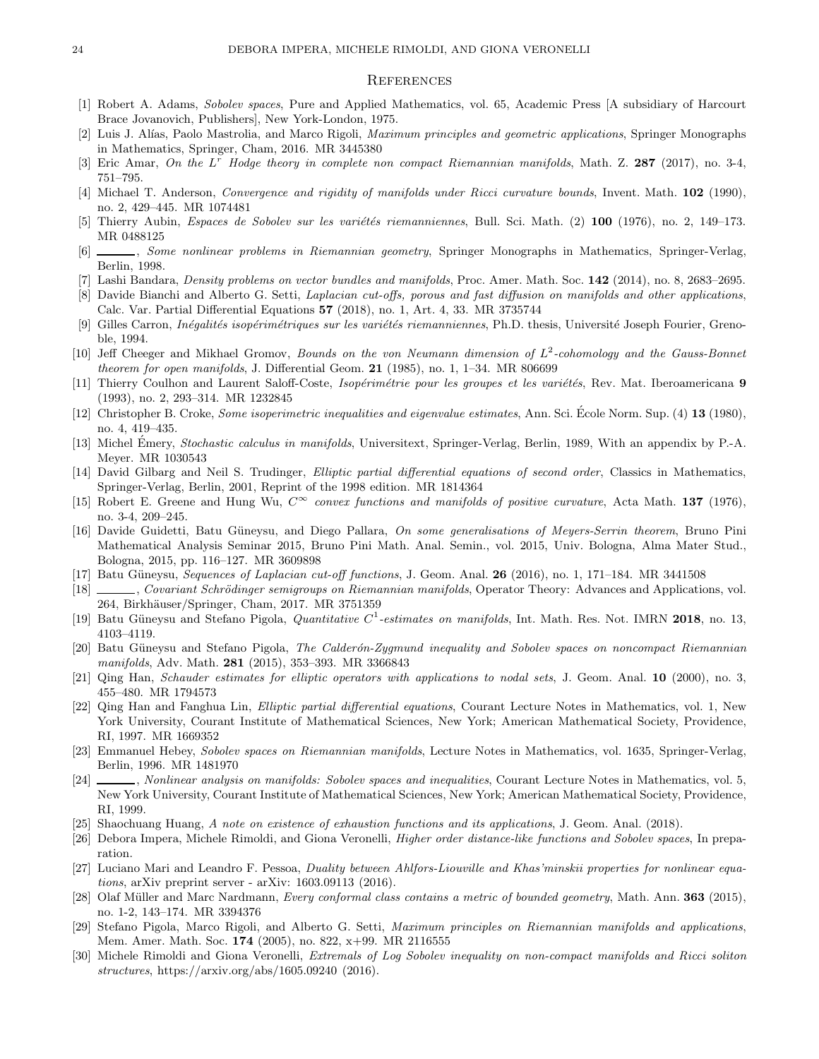## References

[1] Robert A. Adams, *Sobolev spaces*, Pure and Applied Mathematics, vol. 65, Academic Press [A subsidiary of Harcourt Brace Jovanovich, Publishers], New York-London, 1975.

[2] Luis J. Alías, Paolo Mastrolia, and Marco Rigoli, *Maximum principles and geometric applications*, Springer Monographs in Mathematics, Springer, Cham, 2016. MR 3445380

[3] Eric Amar, *On the $L^r$ Hodge theory in complete non compact Riemannian manifolds*, Math. Z. **287** (2017), no. 3-4, 751–795.

[4] Michael T. Anderson, *Convergence and rigidity of manifolds under Ricci curvature bounds*, Invent. Math. **102** (1990), no. 2, 429–445. MR 1074481

[5] Thierry Aubin, *Espaces de Sobolev sur les variétés riemanniennes*, Bull. Sci. Math. (2) **100** (1976), no. 2, 149–173. MR 0488125

[6] ______, *Some nonlinear problems in Riemannian geometry*, Springer Monographs in Mathematics, Springer-Verlag, Berlin, 1998.

[7] Lashi Bandara, *Density problems on vector bundles and manifolds*, Proc. Amer. Math. Soc. **142** (2014), no. 8, 2683–2695.

[8] Davide Bianchi and Alberto G. Setti, *Laplacian cut-offs, porous and fast diffusion on manifolds and other applications*, Calc. Var. Partial Differential Equations **57** (2018), no. 1, Art. 4, 33. MR 3735744

[9] Gilles Carron, *Inégalités isopérimétriques sur les variétés riemanniennes*, Ph.D. thesis, Université Joseph Fourier, Grenoble, 1994.

[10] Jeff Cheeger and Mikhael Gromov, *Bounds on the von Neumann dimension of $L^2$-cohomology and the Gauss-Bonnet theorem for open manifolds*, J. Differential Geom. **21** (1985), no. 1, 1–34. MR 806699

[11] Thierry Coulhon and Laurent Saloff-Coste, *Isopérimétrie pour les groupes et les variétés*, Rev. Mat. Iberoamericana **9** (1993), no. 2, 293–314. MR 1232845

[12] Christopher B. Croke, *Some isoperimetric inequalities and eigenvalue estimates*, Ann. Sci. École Norm. Sup. (4) **13** (1980), no. 4, 419–435.

[13] Michel Émery, *Stochastic calculus in manifolds*, Universitext, Springer-Verlag, Berlin, 1989, With an appendix by P.-A. Meyer. MR 1030543

[14] David Gilbarg and Neil S. Trudinger, *Elliptic partial differential equations of second order*, Classics in Mathematics, Springer-Verlag, Berlin, 2001, Reprint of the 1998 edition. MR 1814364

[15] Robert E. Greene and Hung Wu, *$C^\infty$ convex functions and manifolds of positive curvature*, Acta Math. **137** (1976), no. 3-4, 209–245.

[16] Davide Guidetti, Batu Güneysu, and Diego Pallara, *On some generalisations of Meyers-Serrin theorem*, Bruno Pini Mathematical Analysis Seminar 2015, Bruno Pini Math. Anal. Semin., vol. 2015, Univ. Bologna, Alma Mater Stud., Bologna, 2015, pp. 116–127. MR 3609898

[17] Batu Güneysu, *Sequences of Laplacian cut-off functions*, J. Geom. Anal. **26** (2016), no. 1, 171–184. MR 3441508

[18] ______, *Covariant Schrödinger semigroups on Riemannian manifolds*, Operator Theory: Advances and Applications, vol. 264, Birkhäuser/Springer, Cham, 2017. MR 3751359

[19] Batu Güneysu and Stefano Pigola, *Quantitative $C^1$-estimates on manifolds*, Int. Math. Res. Not. IMRN **2018**, no. 13, 4103–4119.

[20] Batu Güneysu and Stefano Pigola, *The Calderón-Zygmund inequality and Sobolev spaces on noncompact Riemannian manifolds*, Adv. Math. **281** (2015), 353–393. MR 3366843

[21] Qing Han, *Schauder estimates for elliptic operators with applications to nodal sets*, J. Geom. Anal. **10** (2000), no. 3, 455–480. MR 1794573

[22] Qing Han and Fanghua Lin, *Elliptic partial differential equations*, Courant Lecture Notes in Mathematics, vol. 1, New York University, Courant Institute of Mathematical Sciences, New York; American Mathematical Society, Providence, RI, 1997. MR 1669352

[23] Emmanuel Hebey, *Sobolev spaces on Riemannian manifolds*, Lecture Notes in Mathematics, vol. 1635, Springer-Verlag, Berlin, 1996. MR 1481970

[24] ______, *Nonlinear analysis on manifolds: Sobolev spaces and inequalities*, Courant Lecture Notes in Mathematics, vol. 5, New York University, Courant Institute of Mathematical Sciences, New York; American Mathematical Society, Providence, RI, 1999.

[25] Shaochuang Huang, *A note on existence of exhaustion functions and its applications*, J. Geom. Anal. (2018).

[26] Debora Impera, Michele Rimoldi, and Giona Veronelli, *Higher order distance-like functions and Sobolev spaces*, In preparation.

[27] Luciano Mari and Leandro F. Pessoa, *Duality between Ahlfors-Liouville and Khas'minskii properties for nonlinear equations*, arXiv preprint server - arXiv: 1603.09113 (2016).

[28] Olaf Müller and Marc Nardmann, *Every conformal class contains a metric of bounded geometry*, Math. Ann. **363** (2015), no. 1-2, 143–174. MR 3394376

[29] Stefano Pigola, Marco Rigoli, and Alberto G. Setti, *Maximum principles on Riemannian manifolds and applications*, Mem. Amer. Math. Soc. **174** (2005), no. 822, x+99. MR 2116555

[30] Michele Rimoldi and Giona Veronelli, *Extremals of Log Sobolev inequality on non-compact manifolds and Ricci soliton structures*, https://arxiv.org/abs/1605.09240 (2016).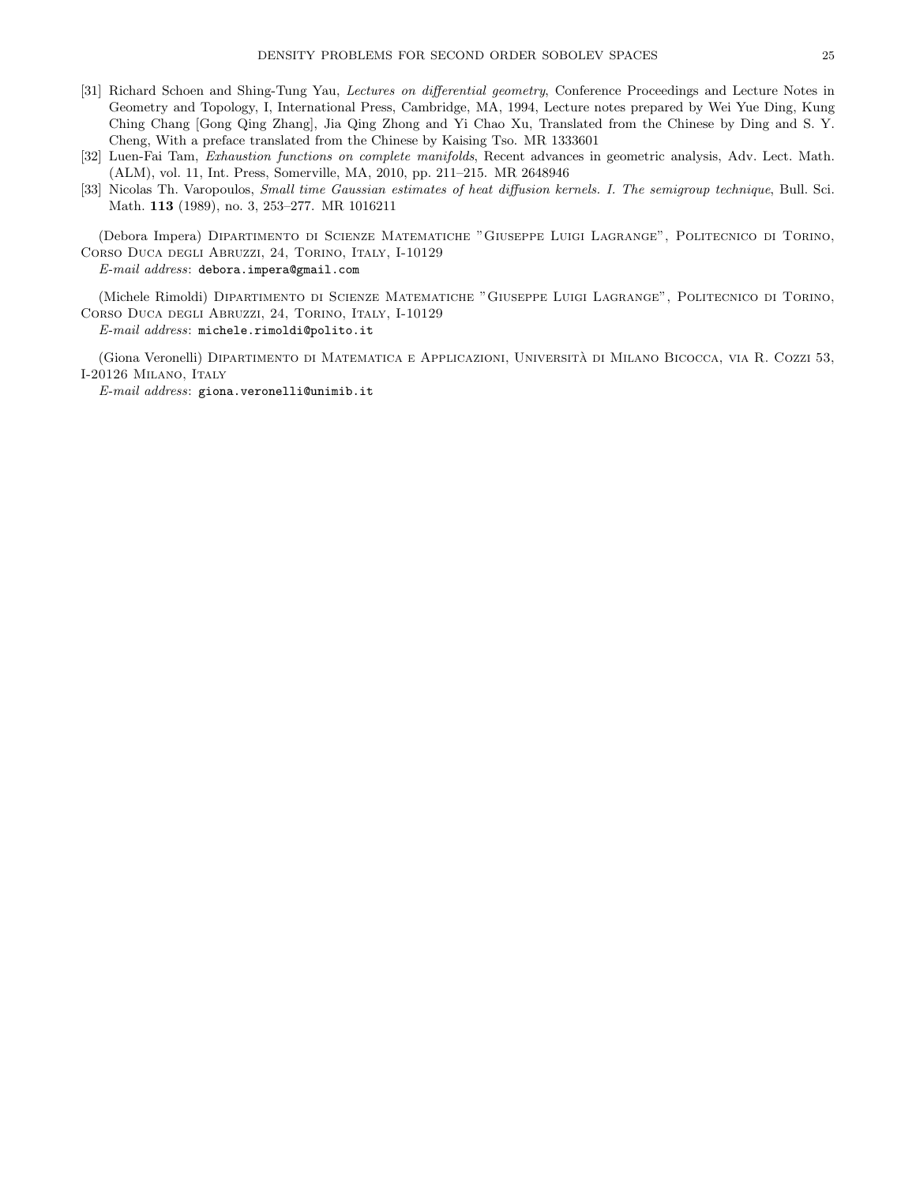[31] Richard Schoen and Shing-Tung Yau, *Lectures on differential geometry*, Conference Proceedings and Lecture Notes in Geometry and Topology, I, International Press, Cambridge, MA, 1994, Lecture notes prepared by Wei Yue Ding, Kung Ching Chang [Gong Qing Zhang], Jia Qing Zhong and Yi Chao Xu, Translated from the Chinese by Ding and S. Y. Cheng, With a preface translated from the Chinese by Kaising Tso. MR 1333601

[32] Luen-Fai Tam, *Exhaustion functions on complete manifolds*, Recent advances in geometric analysis, Adv. Lect. Math. (ALM), vol. 11, Int. Press, Somerville, MA, 2010, pp. 211–215. MR 2648946

[33] Nicolas Th. Varopoulos, *Small time Gaussian estimates of heat diffusion kernels. I. The semigroup technique*, Bull. Sci. Math. **113** (1989), no. 3, 253–277. MR 1016211

(Debora Impera) Dipartimento di Scienze Matematiche "Giuseppe Luigi Lagrange", Politecnico di Torino, Corso Duca degli Abruzzi, 24, Torino, Italy, I-10129

*E-mail address*: debora.impera@gmail.com

(Michele Rimoldi) Dipartimento di Scienze Matematiche "Giuseppe Luigi Lagrange", Politecnico di Torino, Corso Duca degli Abruzzi, 24, Torino, Italy, I-10129

*E-mail address*: michele.rimoldi@polito.it

(Giona Veronelli) Dipartimento di Matematica e Applicazioni, Università di Milano Bicocca, via R. Cozzi 53, I-20126 Milano, Italy

*E-mail address*: giona.veronelli@unimib.it